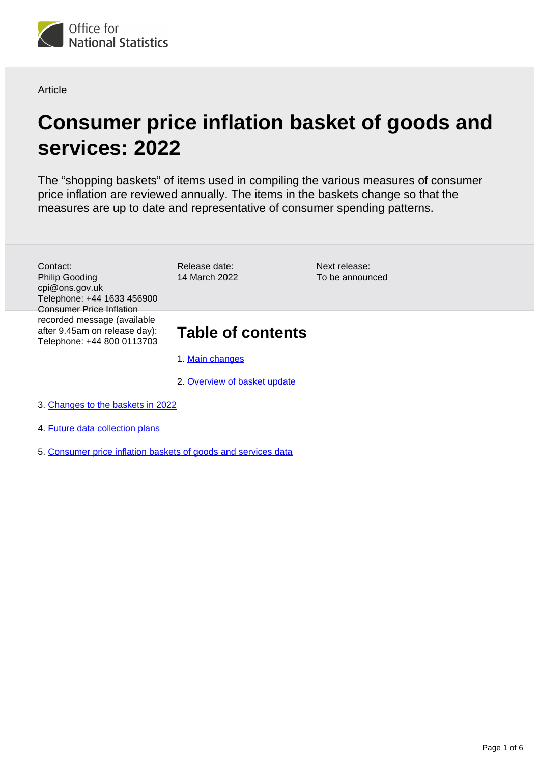Office for National Statistics

Article

# Consumer price inflation basket of goods and services: 2022

The "shopping baskets" of items used in compiling the various measures of consumer price inflation are reviewed annually. The items in the baskets change so that the measures are up to date and representative of consumer spending patterns.

Contact:
Philip Gooding
cpi@ons.gov.uk
Telephone: +44 1633 456900
Consumer Price Inflation recorded message (available after 9.45am on release day):
Telephone: +44 800 0113703

Release date:
14 March 2022

Next release:
To be announced

## Table of contents

1. Main changes
2. Overview of basket update
3. Changes to the baskets in 2022
4. Future data collection plans
5. Consumer price inflation baskets of goods and services data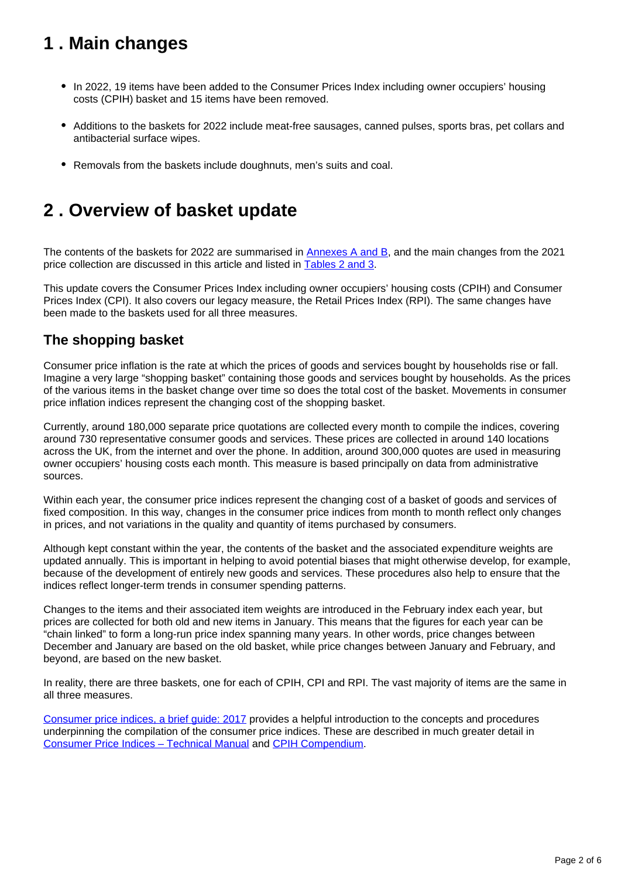## 1 . Main changes

- In 2022, 19 items have been added to the Consumer Prices Index including owner occupiers' housing costs (CPIH) basket and 15 items have been removed.
- Additions to the baskets for 2022 include meat-free sausages, canned pulses, sports bras, pet collars and antibacterial surface wipes.
- Removals from the baskets include doughnuts, men's suits and coal.

## 2 . Overview of basket update

The contents of the baskets for 2022 are summarised in Annexes A and B, and the main changes from the 2021 price collection are discussed in this article and listed in Tables 2 and 3.

This update covers the Consumer Prices Index including owner occupiers' housing costs (CPIH) and Consumer Prices Index (CPI). It also covers our legacy measure, the Retail Prices Index (RPI). The same changes have been made to the baskets used for all three measures.

### The shopping basket

Consumer price inflation is the rate at which the prices of goods and services bought by households rise or fall. Imagine a very large "shopping basket" containing those goods and services bought by households. As the prices of the various items in the basket change over time so does the total cost of the basket. Movements in consumer price inflation indices represent the changing cost of the shopping basket.

Currently, around 180,000 separate price quotations are collected every month to compile the indices, covering around 730 representative consumer goods and services. These prices are collected in around 140 locations across the UK, from the internet and over the phone. In addition, around 300,000 quotes are used in measuring owner occupiers' housing costs each month. This measure is based principally on data from administrative sources.

Within each year, the consumer price indices represent the changing cost of a basket of goods and services of fixed composition. In this way, changes in the consumer price indices from month to month reflect only changes in prices, and not variations in the quality and quantity of items purchased by consumers.

Although kept constant within the year, the contents of the basket and the associated expenditure weights are updated annually. This is important in helping to avoid potential biases that might otherwise develop, for example, because of the development of entirely new goods and services. These procedures also help to ensure that the indices reflect longer-term trends in consumer spending patterns.

Changes to the items and their associated item weights are introduced in the February index each year, but prices are collected for both old and new items in January. This means that the figures for each year can be "chain linked" to form a long-run price index spanning many years. In other words, price changes between December and January are based on the old basket, while price changes between January and February, and beyond, are based on the new basket.

In reality, there are three baskets, one for each of CPIH, CPI and RPI. The vast majority of items are the same in all three measures.

Consumer price indices, a brief guide: 2017 provides a helpful introduction to the concepts and procedures underpinning the compilation of the consumer price indices. These are described in much greater detail in Consumer Price Indices – Technical Manual and CPIH Compendium.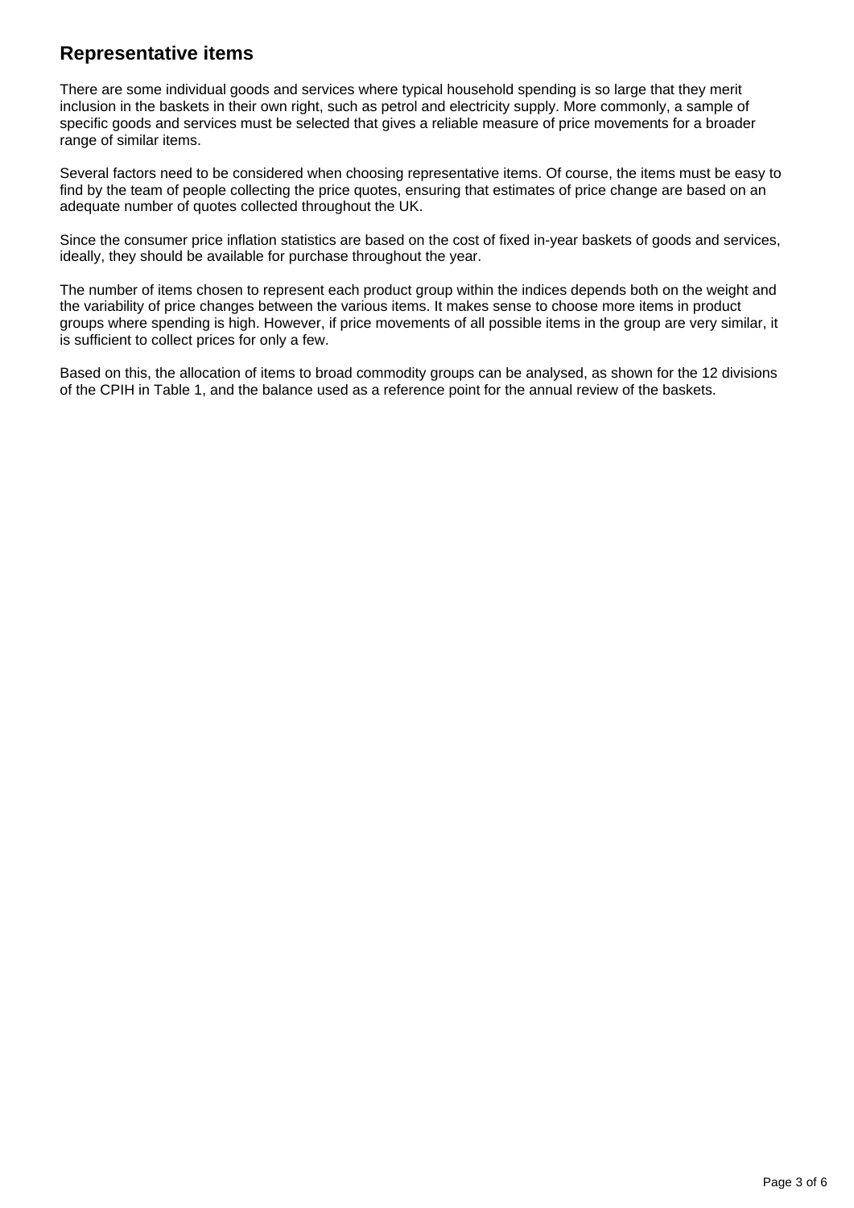## Representative items

There are some individual goods and services where typical household spending is so large that they merit inclusion in the baskets in their own right, such as petrol and electricity supply. More commonly, a sample of specific goods and services must be selected that gives a reliable measure of price movements for a broader range of similar items.

Several factors need to be considered when choosing representative items. Of course, the items must be easy to find by the team of people collecting the price quotes, ensuring that estimates of price change are based on an adequate number of quotes collected throughout the UK.

Since the consumer price inflation statistics are based on the cost of fixed in-year baskets of goods and services, ideally, they should be available for purchase throughout the year.

The number of items chosen to represent each product group within the indices depends both on the weight and the variability of price changes between the various items. It makes sense to choose more items in product groups where spending is high. However, if price movements of all possible items in the group are very similar, it is sufficient to collect prices for only a few.

Based on this, the allocation of items to broad commodity groups can be analysed, as shown for the 12 divisions of the CPIH in Table 1, and the balance used as a reference point for the annual review of the baskets.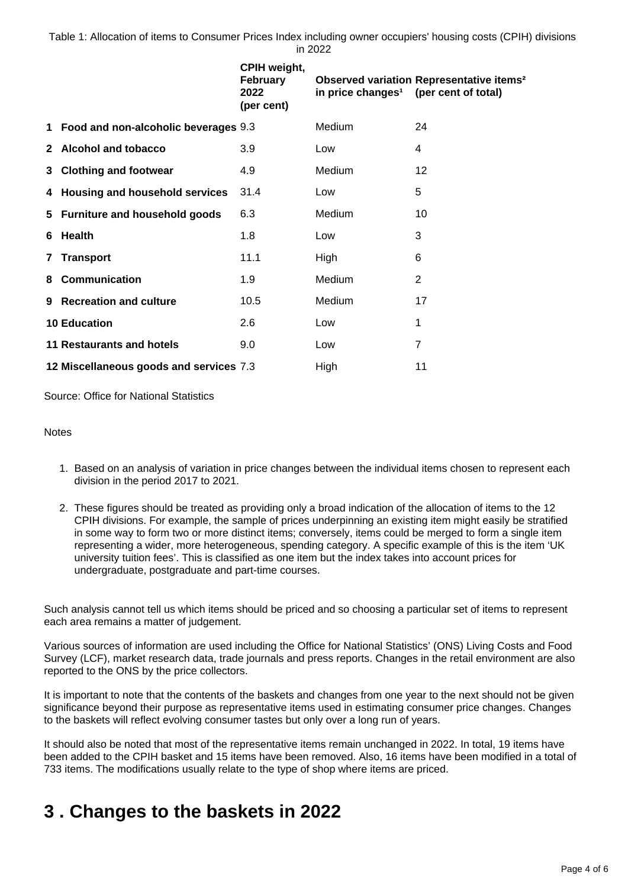Table 1: Allocation of items to Consumer Prices Index including owner occupiers' housing costs (CPIH) divisions in 2022

| | | CPIH weight, February 2022 (per cent) | Observed variation in price changes[1] | Representative items[2] (per cent of total) |
|---|---|---|---|---|
| 1 | Food and non-alcoholic beverages | 9.3 | Medium | 24 |
| 2 | Alcohol and tobacco | 3.9 | Low | 4 |
| 3 | Clothing and footwear | 4.9 | Medium | 12 |
| 4 | Housing and household services | 31.4 | Low | 5 |
| 5 | Furniture and household goods | 6.3 | Medium | 10 |
| 6 | Health | 1.8 | Low | 3 |
| 7 | Transport | 11.1 | High | 6 |
| 8 | Communication | 1.9 | Medium | 2 |
| 9 | Recreation and culture | 10.5 | Medium | 17 |
| 10 | Education | 2.6 | Low | 1 |
| 11 | Restaurants and hotels | 9.0 | Low | 7 |
| 12 | Miscellaneous goods and services | 7.3 | High | 11 |

Source: Office for National Statistics

Notes

1. Based on an analysis of variation in price changes between the individual items chosen to represent each division in the period 2017 to 2021.
2. These figures should be treated as providing only a broad indication of the allocation of items to the 12 CPIH divisions. For example, the sample of prices underpinning an existing item might easily be stratified in some way to form two or more distinct items; conversely, items could be merged to form a single item representing a wider, more heterogeneous, spending category. A specific example of this is the item 'UK university tuition fees'. This is classified as one item but the index takes into account prices for undergraduate, postgraduate and part-time courses.

Such analysis cannot tell us which items should be priced and so choosing a particular set of items to represent each area remains a matter of judgement.

Various sources of information are used including the Office for National Statistics' (ONS) Living Costs and Food Survey (LCF), market research data, trade journals and press reports. Changes in the retail environment are also reported to the ONS by the price collectors.

It is important to note that the contents of the baskets and changes from one year to the next should not be given significance beyond their purpose as representative items used in estimating consumer price changes. Changes to the baskets will reflect evolving consumer tastes but only over a long run of years.

It should also be noted that most of the representative items remain unchanged in 2022. In total, 19 items have been added to the CPIH basket and 15 items have been removed. Also, 16 items have been modified in a total of 733 items. The modifications usually relate to the type of shop where items are priced.

# 3 . Changes to the baskets in 2022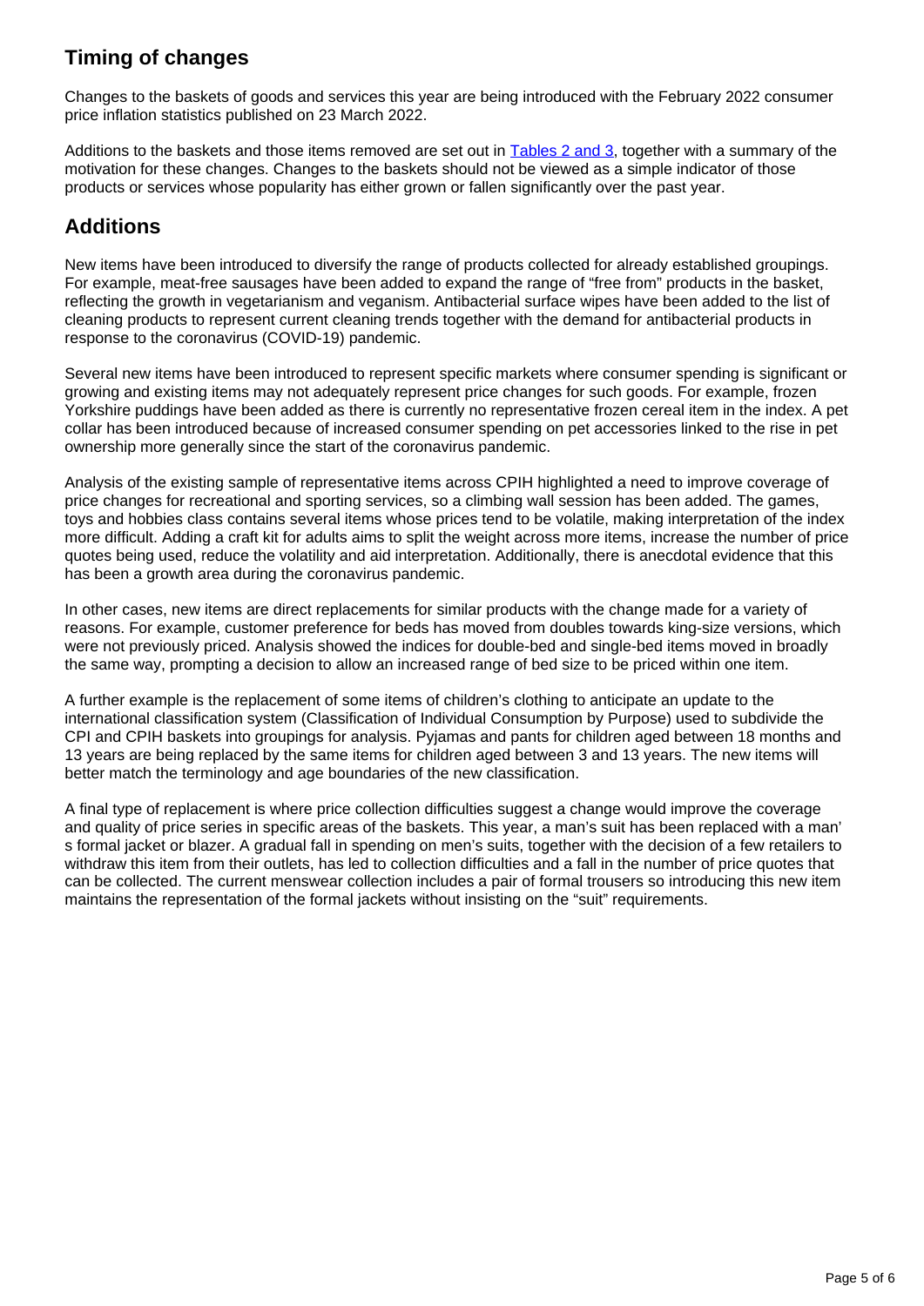## Timing of changes

Changes to the baskets of goods and services this year are being introduced with the February 2022 consumer price inflation statistics published on 23 March 2022.

Additions to the baskets and those items removed are set out in [Tables 2 and 3](), together with a summary of the motivation for these changes. Changes to the baskets should not be viewed as a simple indicator of those products or services whose popularity has either grown or fallen significantly over the past year.

## Additions

New items have been introduced to diversify the range of products collected for already established groupings. For example, meat-free sausages have been added to expand the range of "free from" products in the basket, reflecting the growth in vegetarianism and veganism. Antibacterial surface wipes have been added to the list of cleaning products to represent current cleaning trends together with the demand for antibacterial products in response to the coronavirus (COVID-19) pandemic.

Several new items have been introduced to represent specific markets where consumer spending is significant or growing and existing items may not adequately represent price changes for such goods. For example, frozen Yorkshire puddings have been added as there is currently no representative frozen cereal item in the index. A pet collar has been introduced because of increased consumer spending on pet accessories linked to the rise in pet ownership more generally since the start of the coronavirus pandemic.

Analysis of the existing sample of representative items across CPIH highlighted a need to improve coverage of price changes for recreational and sporting services, so a climbing wall session has been added. The games, toys and hobbies class contains several items whose prices tend to be volatile, making interpretation of the index more difficult. Adding a craft kit for adults aims to split the weight across more items, increase the number of price quotes being used, reduce the volatility and aid interpretation. Additionally, there is anecdotal evidence that this has been a growth area during the coronavirus pandemic.

In other cases, new items are direct replacements for similar products with the change made for a variety of reasons. For example, customer preference for beds has moved from doubles towards king-size versions, which were not previously priced. Analysis showed the indices for double-bed and single-bed items moved in broadly the same way, prompting a decision to allow an increased range of bed size to be priced within one item.

A further example is the replacement of some items of children's clothing to anticipate an update to the international classification system (Classification of Individual Consumption by Purpose) used to subdivide the CPI and CPIH baskets into groupings for analysis. Pyjamas and pants for children aged between 18 months and 13 years are being replaced by the same items for children aged between 3 and 13 years. The new items will better match the terminology and age boundaries of the new classification.

A final type of replacement is where price collection difficulties suggest a change would improve the coverage and quality of price series in specific areas of the baskets. This year, a man's suit has been replaced with a man's formal jacket or blazer. A gradual fall in spending on men's suits, together with the decision of a few retailers to withdraw this item from their outlets, has led to collection difficulties and a fall in the number of price quotes that can be collected. The current menswear collection includes a pair of formal trousers so introducing this new item maintains the representation of the formal jackets without insisting on the "suit" requirements.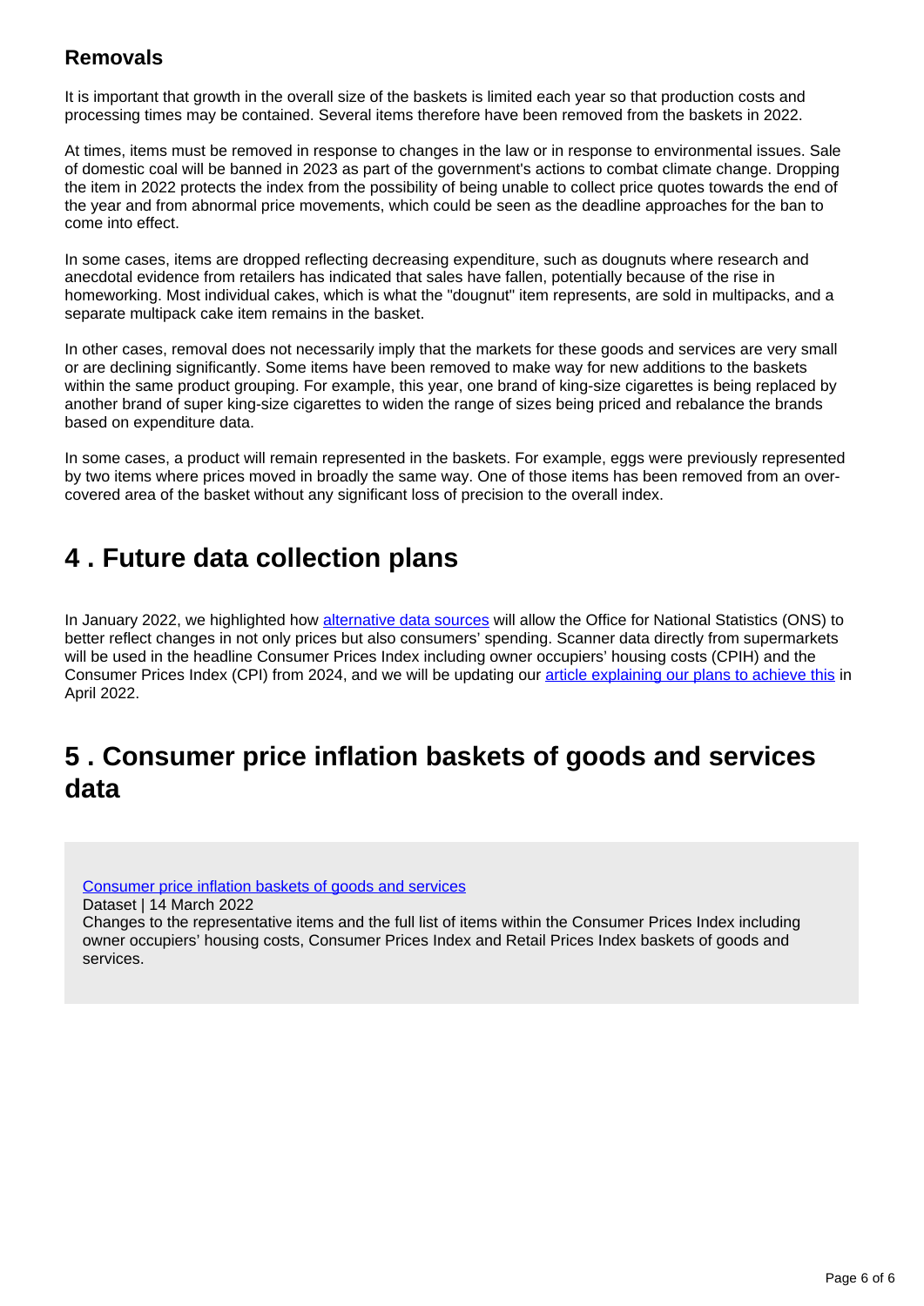### Removals

It is important that growth in the overall size of the baskets is limited each year so that production costs and processing times may be contained. Several items therefore have been removed from the baskets in 2022.

At times, items must be removed in response to changes in the law or in response to environmental issues. Sale of domestic coal will be banned in 2023 as part of the government's actions to combat climate change. Dropping the item in 2022 protects the index from the possibility of being unable to collect price quotes towards the end of the year and from abnormal price movements, which could be seen as the deadline approaches for the ban to come into effect.

In some cases, items are dropped reflecting decreasing expenditure, such as dougnuts where research and anecdotal evidence from retailers has indicated that sales have fallen, potentially because of the rise in homeworking. Most individual cakes, which is what the "dougnut" item represents, are sold in multipacks, and a separate multipack cake item remains in the basket.

In other cases, removal does not necessarily imply that the markets for these goods and services are very small or are declining significantly. Some items have been removed to make way for new additions to the baskets within the same product grouping. For example, this year, one brand of king-size cigarettes is being replaced by another brand of super king-size cigarettes to widen the range of sizes being priced and rebalance the brands based on expenditure data.

In some cases, a product will remain represented in the baskets. For example, eggs were previously represented by two items where prices moved in broadly the same way. One of those items has been removed from an over-covered area of the basket without any significant loss of precision to the overall index.

## 4 . Future data collection plans

In January 2022, we highlighted how [alternative data sources] will allow the Office for National Statistics (ONS) to better reflect changes in not only prices but also consumers' spending. Scanner data directly from supermarkets will be used in the headline Consumer Prices Index including owner occupiers' housing costs (CPIH) and the Consumer Prices Index (CPI) from 2024, and we will be updating our [article explaining our plans to achieve this] in April 2022.

## 5 . Consumer price inflation baskets of goods and services data

[Consumer price inflation baskets of goods and services]
Dataset | 14 March 2022
Changes to the representative items and the full list of items within the Consumer Prices Index including owner occupiers' housing costs, Consumer Prices Index and Retail Prices Index baskets of goods and services.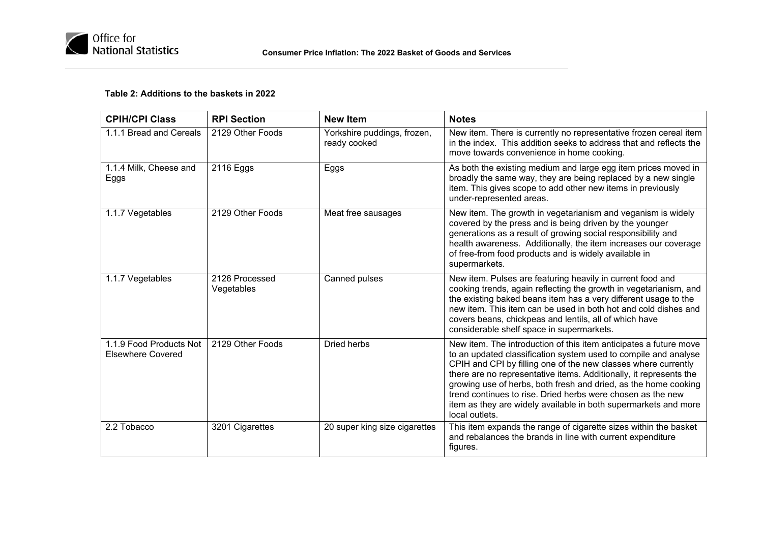**Table 2: Additions to the baskets in 2022**

| CPIH/CPI Class | RPI Section | New Item | Notes |
|---|---|---|---|
| 1.1.1 Bread and Cereals | 2129 Other Foods | Yorkshire puddings, frozen, ready cooked | New item. There is currently no representative frozen cereal item in the index. This addition seeks to address that and reflects the move towards convenience in home cooking. |
| 1.1.4 Milk, Cheese and Eggs | 2116 Eggs | Eggs | As both the existing medium and large egg item prices moved in broadly the same way, they are being replaced by a new single item. This gives scope to add other new items in previously under-represented areas. |
| 1.1.7 Vegetables | 2129 Other Foods | Meat free sausages | New item. The growth in vegetarianism and veganism is widely covered by the press and is being driven by the younger generations as a result of growing social responsibility and health awareness. Additionally, the item increases our coverage of free-from food products and is widely available in supermarkets. |
| 1.1.7 Vegetables | 2126 Processed Vegetables | Canned pulses | New item. Pulses are featuring heavily in current food and cooking trends, again reflecting the growth in vegetarianism, and the existing baked beans item has a very different usage to the new item. This item can be used in both hot and cold dishes and covers beans, chickpeas and lentils, all of which have considerable shelf space in supermarkets. |
| 1.1.9 Food Products Not Elsewhere Covered | 2129 Other Foods | Dried herbs | New item. The introduction of this item anticipates a future move to an updated classification system used to compile and analyse CPIH and CPI by filling one of the new classes where currently there are no representative items. Additionally, it represents the growing use of herbs, both fresh and dried, as the home cooking trend continues to rise. Dried herbs were chosen as the new item as they are widely available in both supermarkets and more local outlets. |
| 2.2 Tobacco | 3201 Cigarettes | 20 super king size cigarettes | This item expands the range of cigarette sizes within the basket and rebalances the brands in line with current expenditure figures. |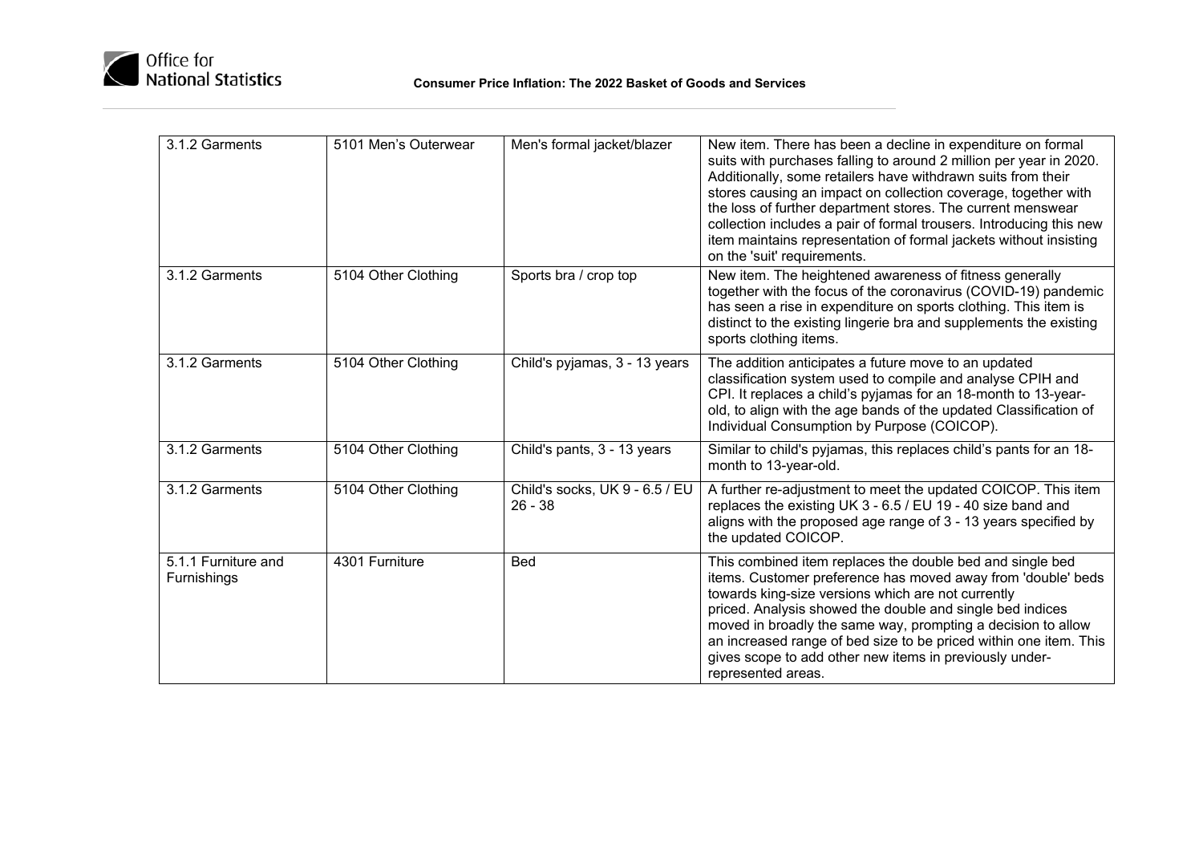| 3.1.2 Garments | 5101 Men's Outerwear | Men's formal jacket/blazer | New item. There has been a decline in expenditure on formal suits with purchases falling to around 2 million per year in 2020. Additionally, some retailers have withdrawn suits from their stores causing an impact on collection coverage, together with the loss of further department stores. The current menswear collection includes a pair of formal trousers. Introducing this new item maintains representation of formal jackets without insisting on the 'suit' requirements. |
|---|---|---|---|
| 3.1.2 Garments | 5104 Other Clothing | Sports bra / crop top | New item. The heightened awareness of fitness generally together with the focus of the coronavirus (COVID-19) pandemic has seen a rise in expenditure on sports clothing. This item is distinct to the existing lingerie bra and supplements the existing sports clothing items. |
| 3.1.2 Garments | 5104 Other Clothing | Child's pyjamas, 3 - 13 years | The addition anticipates a future move to an updated classification system used to compile and analyse CPIH and CPI. It replaces a child's pyjamas for an 18-month to 13-year-old, to align with the age bands of the updated Classification of Individual Consumption by Purpose (COICOP). |
| 3.1.2 Garments | 5104 Other Clothing | Child's pants, 3 - 13 years | Similar to child's pyjamas, this replaces child's pants for an 18-month to 13-year-old. |
| 3.1.2 Garments | 5104 Other Clothing | Child's socks, UK 9 - 6.5 / EU 26 - 38 | A further re-adjustment to meet the updated COICOP. This item replaces the existing UK 3 - 6.5 / EU 19 - 40 size band and aligns with the proposed age range of 3 - 13 years specified by the updated COICOP. |
| 5.1.1 Furniture and Furnishings | 4301 Furniture | Bed | This combined item replaces the double bed and single bed items. Customer preference has moved away from 'double' beds towards king-size versions which are not currently priced. Analysis showed the double and single bed indices moved in broadly the same way, prompting a decision to allow an increased range of bed size to be priced within one item. This gives scope to add other new items in previously under-represented areas. |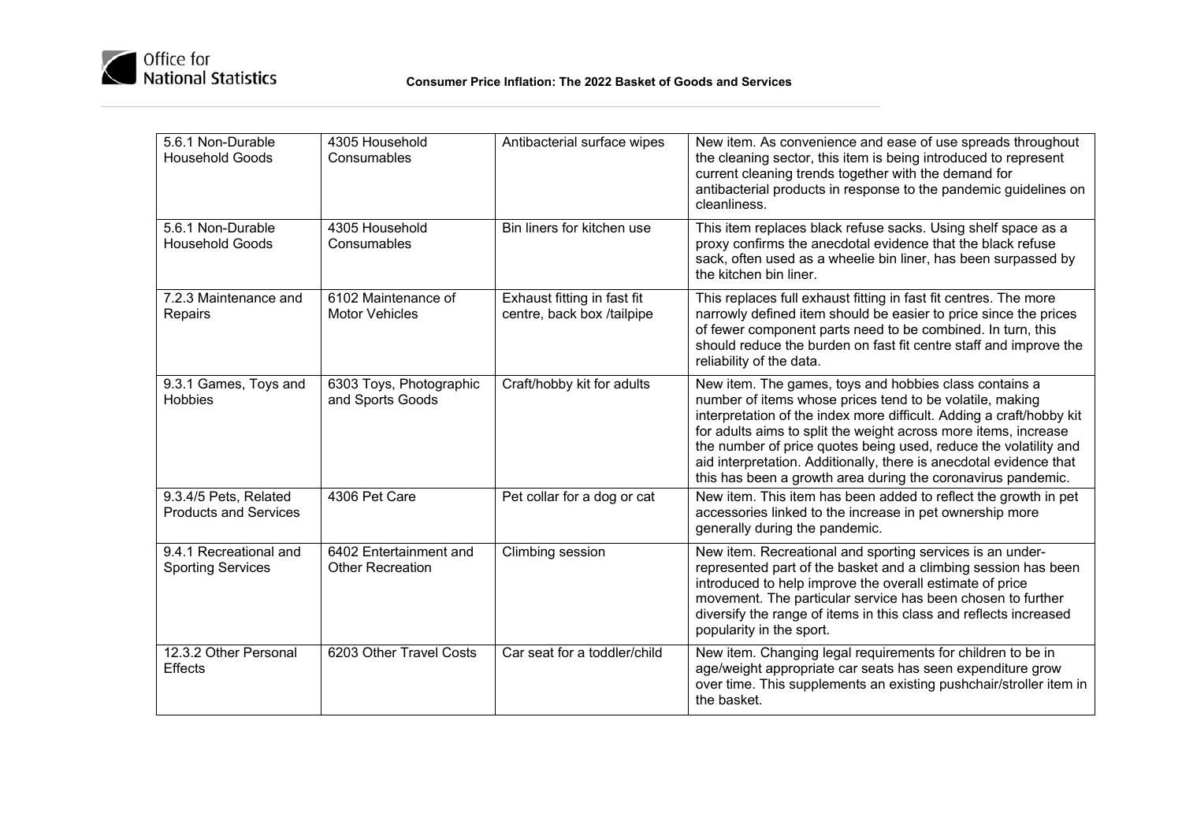| 5.6.1 Non-Durable Household Goods | 4305 Household Consumables | Antibacterial surface wipes | New item. As convenience and ease of use spreads throughout the cleaning sector, this item is being introduced to represent current cleaning trends together with the demand for antibacterial products in response to the pandemic guidelines on cleanliness. |
|---|---|---|---|
| 5.6.1 Non-Durable Household Goods | 4305 Household Consumables | Bin liners for kitchen use | This item replaces black refuse sacks. Using shelf space as a proxy confirms the anecdotal evidence that the black refuse sack, often used as a wheelie bin liner, has been surpassed by the kitchen bin liner. |
| 7.2.3 Maintenance and Repairs | 6102 Maintenance of Motor Vehicles | Exhaust fitting in fast fit centre, back box /tailpipe | This replaces full exhaust fitting in fast fit centres. The more narrowly defined item should be easier to price since the prices of fewer component parts need to be combined. In turn, this should reduce the burden on fast fit centre staff and improve the reliability of the data. |
| 9.3.1 Games, Toys and Hobbies | 6303 Toys, Photographic and Sports Goods | Craft/hobby kit for adults | New item. The games, toys and hobbies class contains a number of items whose prices tend to be volatile, making interpretation of the index more difficult. Adding a craft/hobby kit for adults aims to split the weight across more items, increase the number of price quotes being used, reduce the volatility and aid interpretation. Additionally, there is anecdotal evidence that this has been a growth area during the coronavirus pandemic. |
| 9.3.4/5 Pets, Related Products and Services | 4306 Pet Care | Pet collar for a dog or cat | New item. This item has been added to reflect the growth in pet accessories linked to the increase in pet ownership more generally during the pandemic. |
| 9.4.1 Recreational and Sporting Services | 6402 Entertainment and Other Recreation | Climbing session | New item. Recreational and sporting services is an under-represented part of the basket and a climbing session has been introduced to help improve the overall estimate of price movement. The particular service has been chosen to further diversify the range of items in this class and reflects increased popularity in the sport. |
| 12.3.2 Other Personal Effects | 6203 Other Travel Costs | Car seat for a toddler/child | New item. Changing legal requirements for children to be in age/weight appropriate car seats has seen expenditure grow over time. This supplements an existing pushchair/stroller item in the basket. |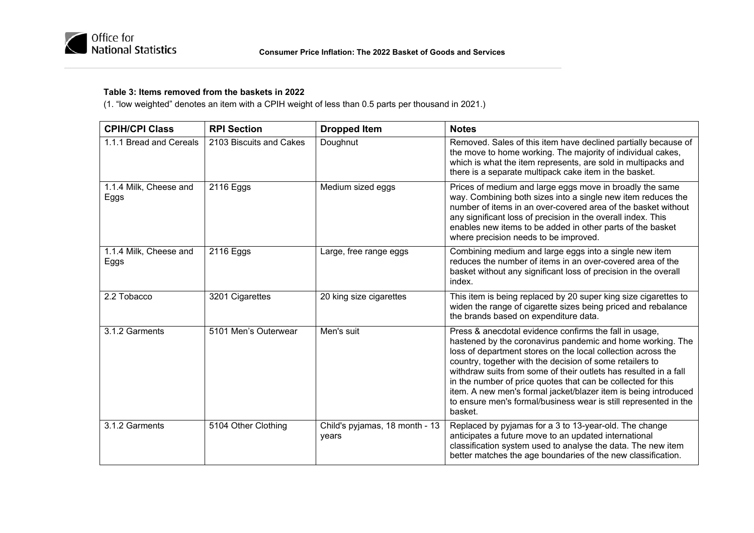**Table 3: Items removed from the baskets in 2022**

(1. “low weighted” denotes an item with a CPIH weight of less than 0.5 parts per thousand in 2021.)

| CPIH/CPI Class | RPI Section | Dropped Item | Notes |
|---|---|---|---|
| 1.1.1 Bread and Cereals | 2103 Biscuits and Cakes | Doughnut | Removed. Sales of this item have declined partially because of the move to home working. The majority of individual cakes, which is what the item represents, are sold in multipacks and there is a separate multipack cake item in the basket. |
| 1.1.4 Milk, Cheese and Eggs | 2116 Eggs | Medium sized eggs | Prices of medium and large eggs move in broadly the same way. Combining both sizes into a single new item reduces the number of items in an over-covered area of the basket without any significant loss of precision in the overall index. This enables new items to be added in other parts of the basket where precision needs to be improved. |
| 1.1.4 Milk, Cheese and Eggs | 2116 Eggs | Large, free range eggs | Combining medium and large eggs into a single new item reduces the number of items in an over-covered area of the basket without any significant loss of precision in the overall index. |
| 2.2 Tobacco | 3201 Cigarettes | 20 king size cigarettes | This item is being replaced by 20 super king size cigarettes to widen the range of cigarette sizes being priced and rebalance the brands based on expenditure data. |
| 3.1.2 Garments | 5101 Men’s Outerwear | Men's suit | Press & anecdotal evidence confirms the fall in usage, hastened by the coronavirus pandemic and home working. The loss of department stores on the local collection across the country, together with the decision of some retailers to withdraw suits from some of their outlets has resulted in a fall in the number of price quotes that can be collected for this item. A new men's formal jacket/blazer item is being introduced to ensure men's formal/business wear is still represented in the basket. |
| 3.1.2 Garments | 5104 Other Clothing | Child's pyjamas, 18 month - 13 years | Replaced by pyjamas for a 3 to 13-year-old. The change anticipates a future move to an updated international classification system used to analyse the data. The new item better matches the age boundaries of the new classification. |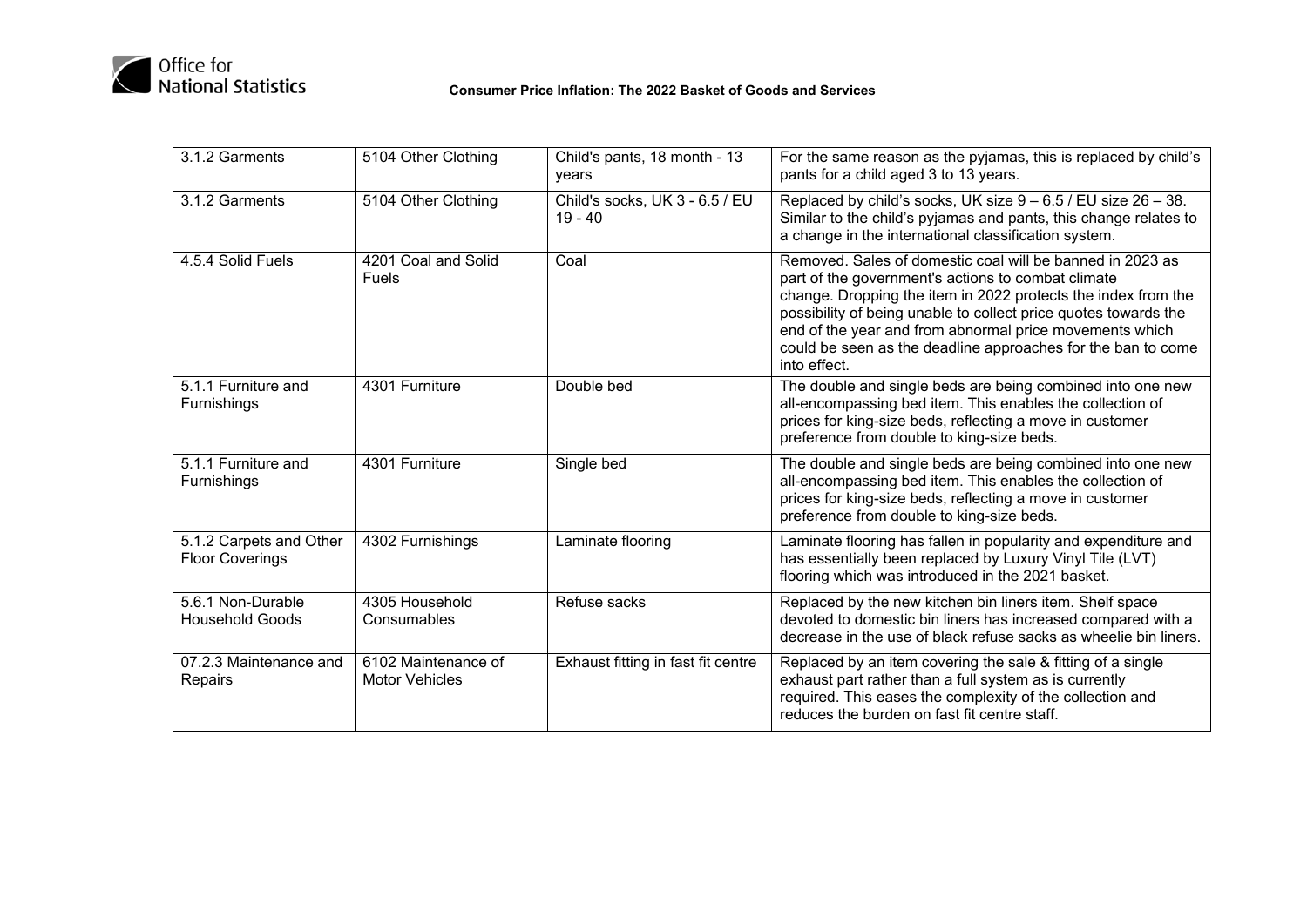| 3.1.2 Garments | 5104 Other Clothing | Child's pants, 18 month - 13 years | For the same reason as the pyjamas, this is replaced by child's pants for a child aged 3 to 13 years. |
|---|---|---|---|
| 3.1.2 Garments | 5104 Other Clothing | Child's socks, UK 3 - 6.5 / EU 19 - 40 | Replaced by child's socks, UK size 9 – 6.5 / EU size 26 – 38. Similar to the child's pyjamas and pants, this change relates to a change in the international classification system. |
| 4.5.4 Solid Fuels | 4201 Coal and Solid Fuels | Coal | Removed. Sales of domestic coal will be banned in 2023 as part of the government's actions to combat climate change. Dropping the item in 2022 protects the index from the possibility of being unable to collect price quotes towards the end of the year and from abnormal price movements which could be seen as the deadline approaches for the ban to come into effect. |
| 5.1.1 Furniture and Furnishings | 4301 Furniture | Double bed | The double and single beds are being combined into one new all-encompassing bed item. This enables the collection of prices for king-size beds, reflecting a move in customer preference from double to king-size beds. |
| 5.1.1 Furniture and Furnishings | 4301 Furniture | Single bed | The double and single beds are being combined into one new all-encompassing bed item. This enables the collection of prices for king-size beds, reflecting a move in customer preference from double to king-size beds. |
| 5.1.2 Carpets and Other Floor Coverings | 4302 Furnishings | Laminate flooring | Laminate flooring has fallen in popularity and expenditure and has essentially been replaced by Luxury Vinyl Tile (LVT) flooring which was introduced in the 2021 basket. |
| 5.6.1 Non-Durable Household Goods | 4305 Household Consumables | Refuse sacks | Replaced by the new kitchen bin liners item. Shelf space devoted to domestic bin liners has increased compared with a decrease in the use of black refuse sacks as wheelie bin liners. |
| 07.2.3 Maintenance and Repairs | 6102 Maintenance of Motor Vehicles | Exhaust fitting in fast fit centre | Replaced by an item covering the sale & fitting of a single exhaust part rather than a full system as is currently required. This eases the complexity of the collection and reduces the burden on fast fit centre staff. |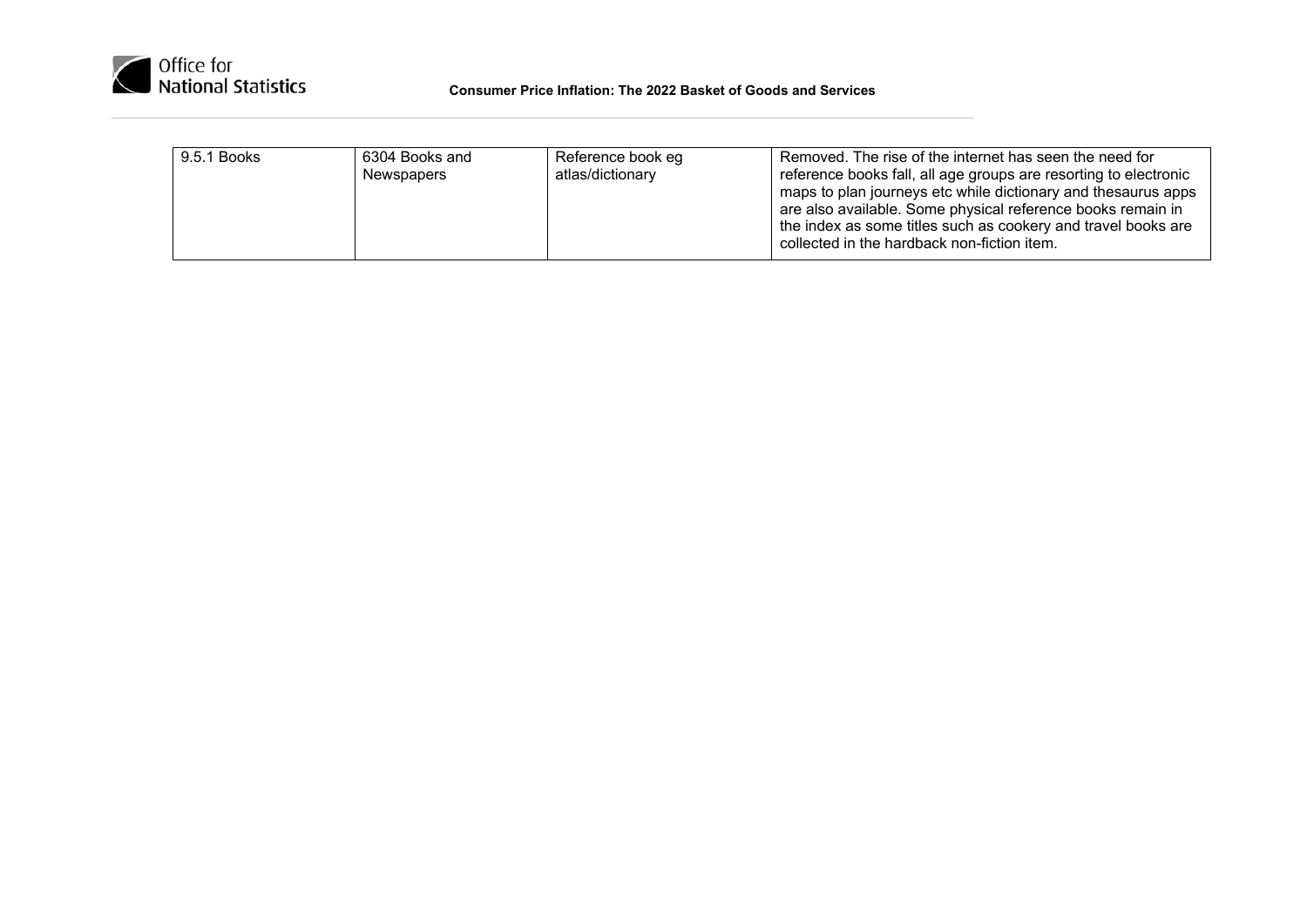| 9.5.1 Books | 6304 Books and Newspapers | Reference book eg atlas/dictionary | Removed. The rise of the internet has seen the need for reference books fall, all age groups are resorting to electronic maps to plan journeys etc while dictionary and thesaurus apps are also available. Some physical reference books remain in the index as some titles such as cookery and travel books are collected in the hardback non-fiction item. |
|---|---|---|---|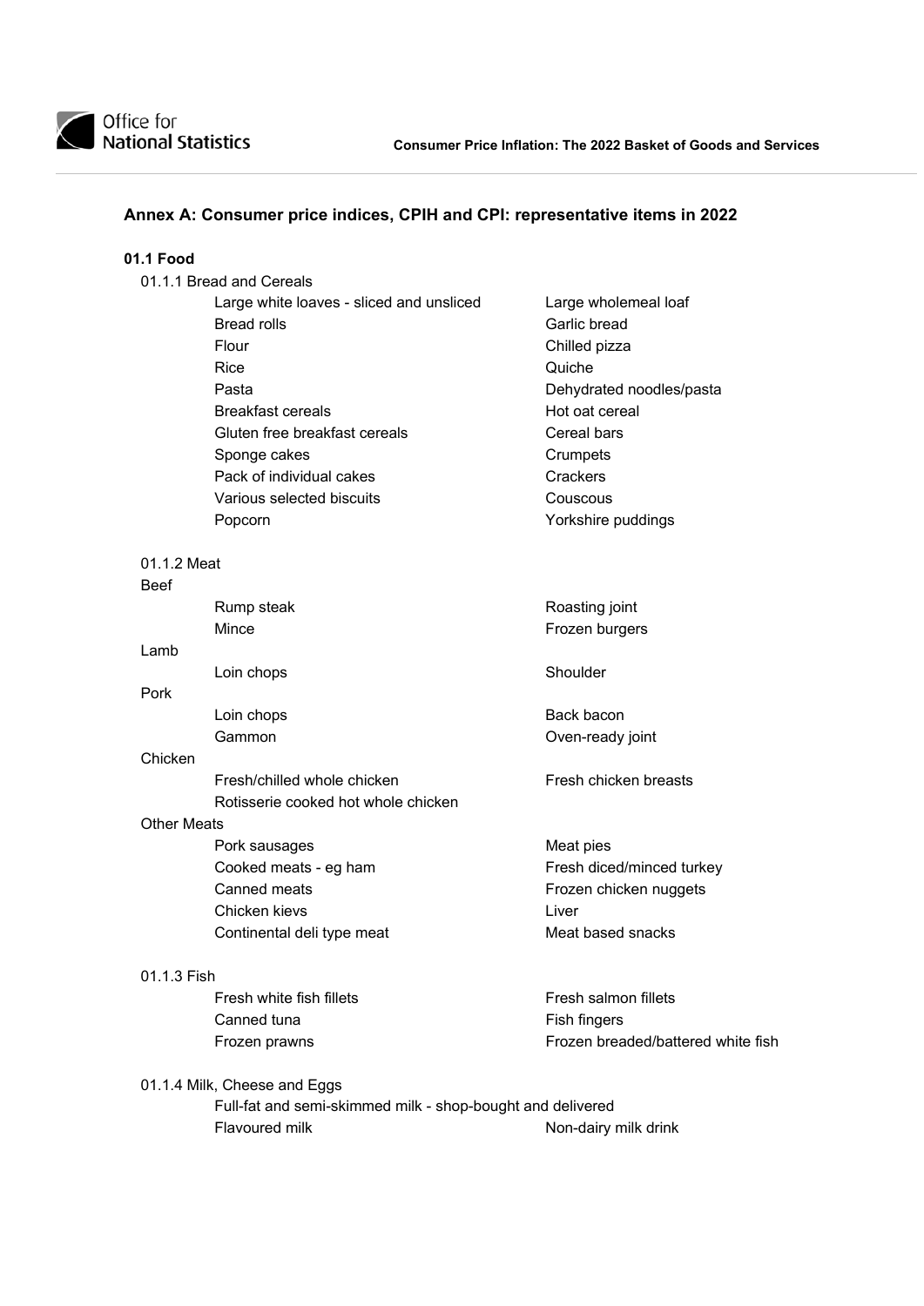## Annex A: Consumer price indices, CPIH and CPI: representative items in 2022

### 01.1 Food

01.1.1 Bread and Cereals

- Large white loaves - sliced and unsliced
- Large wholemeal loaf
- Bread rolls
- Garlic bread
- Flour
- Chilled pizza
- Rice
- Quiche
- Pasta
- Dehydrated noodles/pasta
- Breakfast cereals
- Hot oat cereal
- Gluten free breakfast cereals
- Cereal bars
- Sponge cakes
- Crumpets
- Pack of individual cakes
- Crackers
- Various selected biscuits
- Couscous
- Popcorn
- Yorkshire puddings

01.1.2 Meat

Beef

- Rump steak
- Roasting joint
- Mince
- Frozen burgers

Lamb

- Loin chops
- Shoulder

Pork

- Loin chops
- Back bacon
- Gammon
- Oven-ready joint

Chicken

- Fresh/chilled whole chicken
- Fresh chicken breasts
- Rotisserie cooked hot whole chicken

Other Meats

- Pork sausages
- Meat pies
- Cooked meats - eg ham
- Fresh diced/minced turkey
- Canned meats
- Frozen chicken nuggets
- Chicken kievs
- Liver
- Continental deli type meat
- Meat based snacks

01.1.3 Fish

- Fresh white fish fillets
- Fresh salmon fillets
- Canned tuna
- Fish fingers
- Frozen prawns
- Frozen breaded/battered white fish

01.1.4 Milk, Cheese and Eggs

- Full-fat and semi-skimmed milk - shop-bought and delivered
- Flavoured milk
- Non-dairy milk drink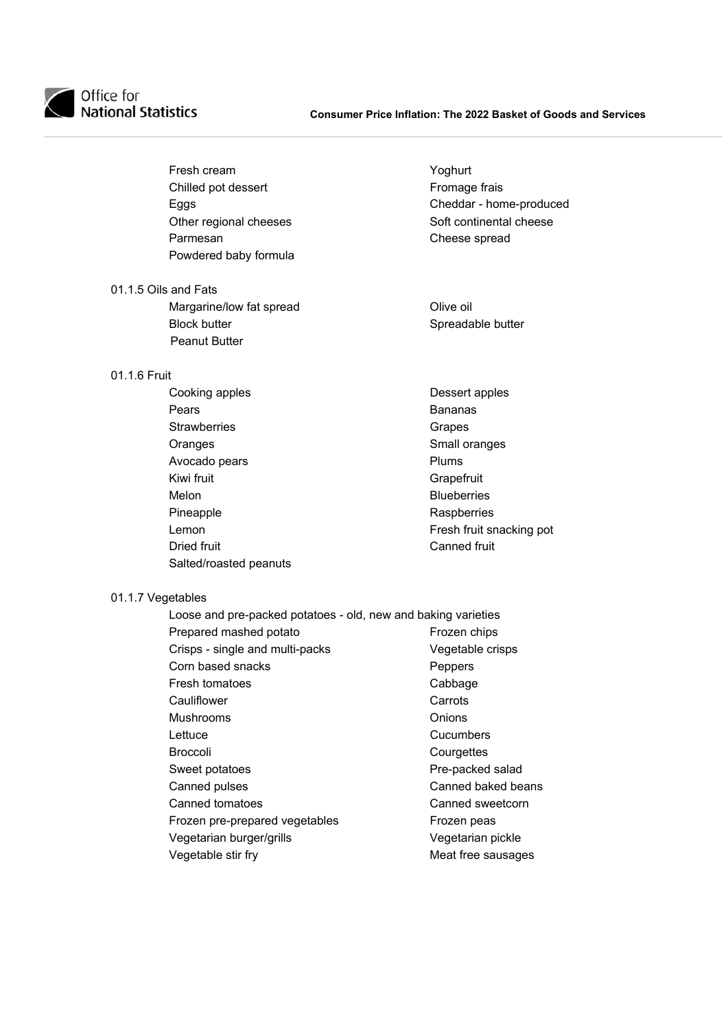Fresh cream
Yoghurt
Chilled pot dessert
Fromage frais
Eggs
Cheddar - home-produced
Other regional cheeses
Soft continental cheese
Parmesan
Cheese spread
Powdered baby formula

01.1.5 Oils and Fats

Margarine/low fat spread
Olive oil
Block butter
Spreadable butter
Peanut Butter

01.1.6 Fruit

Cooking apples
Dessert apples
Pears
Bananas
Strawberries
Grapes
Oranges
Small oranges
Avocado pears
Plums
Kiwi fruit
Grapefruit
Melon
Blueberries
Pineapple
Raspberries
Lemon
Fresh fruit snacking pot
Dried fruit
Canned fruit
Salted/roasted peanuts

01.1.7 Vegetables

Loose and pre-packed potatoes - old, new and baking varieties
Prepared mashed potato
Frozen chips
Crisps - single and multi-packs
Vegetable crisps
Corn based snacks
Peppers
Fresh tomatoes
Cabbage
Cauliflower
Carrots
Mushrooms
Onions
Lettuce
Cucumbers
Broccoli
Courgettes
Sweet potatoes
Pre-packed salad
Canned pulses
Canned baked beans
Canned tomatoes
Canned sweetcorn
Frozen pre-prepared vegetables
Frozen peas
Vegetarian burger/grills
Vegetarian pickle
Vegetable stir fry
Meat free sausages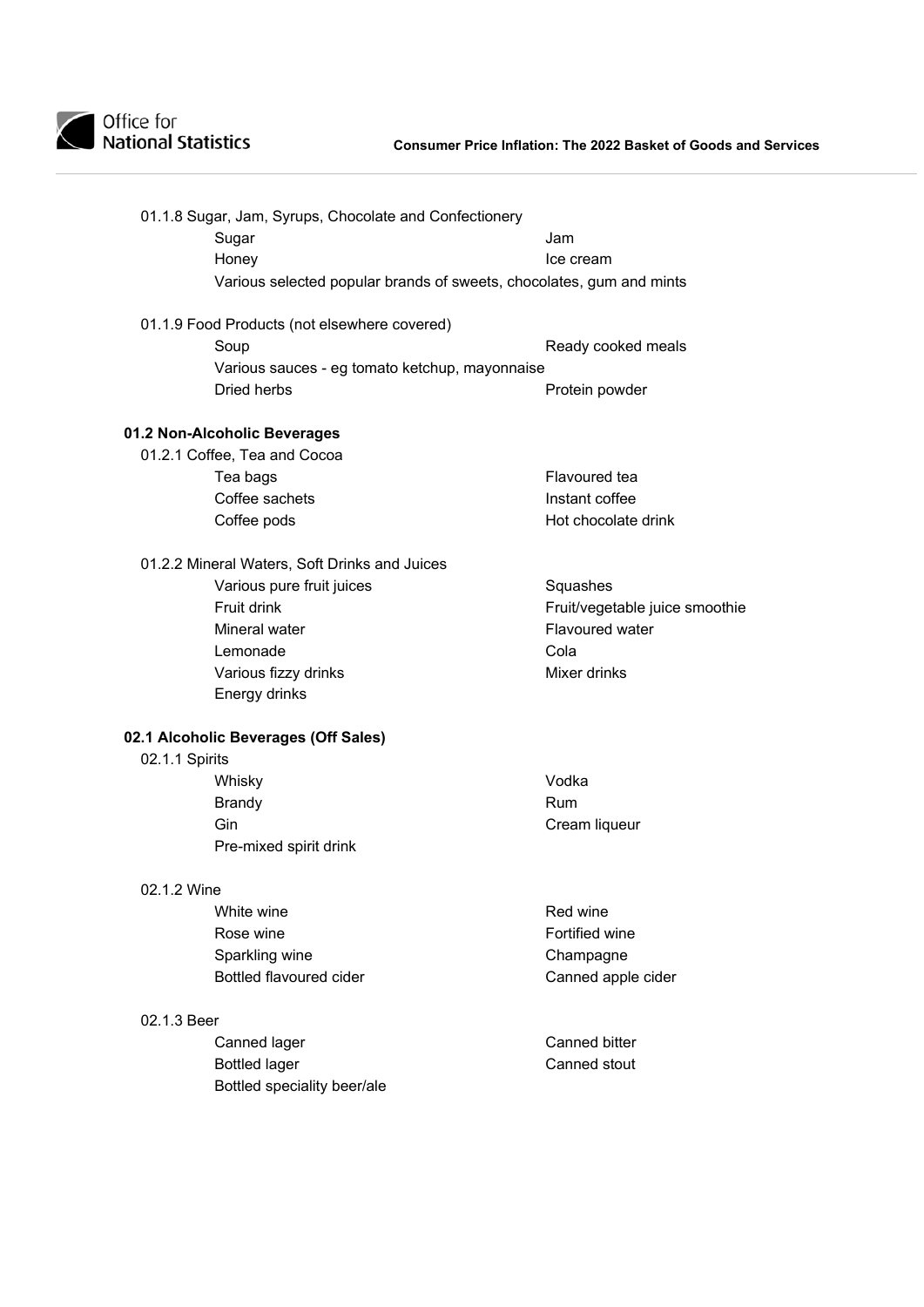01.1.8 Sugar, Jam, Syrups, Chocolate and Confectionery

- Sugar
- Jam
- Honey
- Ice cream
- Various selected popular brands of sweets, chocolates, gum and mints

01.1.9 Food Products (not elsewhere covered)

- Soup
- Ready cooked meals
- Various sauces - eg tomato ketchup, mayonnaise
- Dried herbs
- Protein powder

**01.2 Non-Alcoholic Beverages**

01.2.1 Coffee, Tea and Cocoa

- Tea bags
- Flavoured tea
- Coffee sachets
- Instant coffee
- Coffee pods
- Hot chocolate drink

01.2.2 Mineral Waters, Soft Drinks and Juices

- Various pure fruit juices
- Squashes
- Fruit drink
- Fruit/vegetable juice smoothie
- Mineral water
- Flavoured water
- Lemonade
- Cola
- Various fizzy drinks
- Mixer drinks
- Energy drinks

**02.1 Alcoholic Beverages (Off Sales)**

02.1.1 Spirits

- Whisky
- Vodka
- Brandy
- Rum
- Gin
- Cream liqueur
- Pre-mixed spirit drink

02.1.2 Wine

- White wine
- Red wine
- Rose wine
- Fortified wine
- Sparkling wine
- Champagne
- Bottled flavoured cider
- Canned apple cider

02.1.3 Beer

- Canned lager
- Canned bitter
- Bottled lager
- Canned stout
- Bottled speciality beer/ale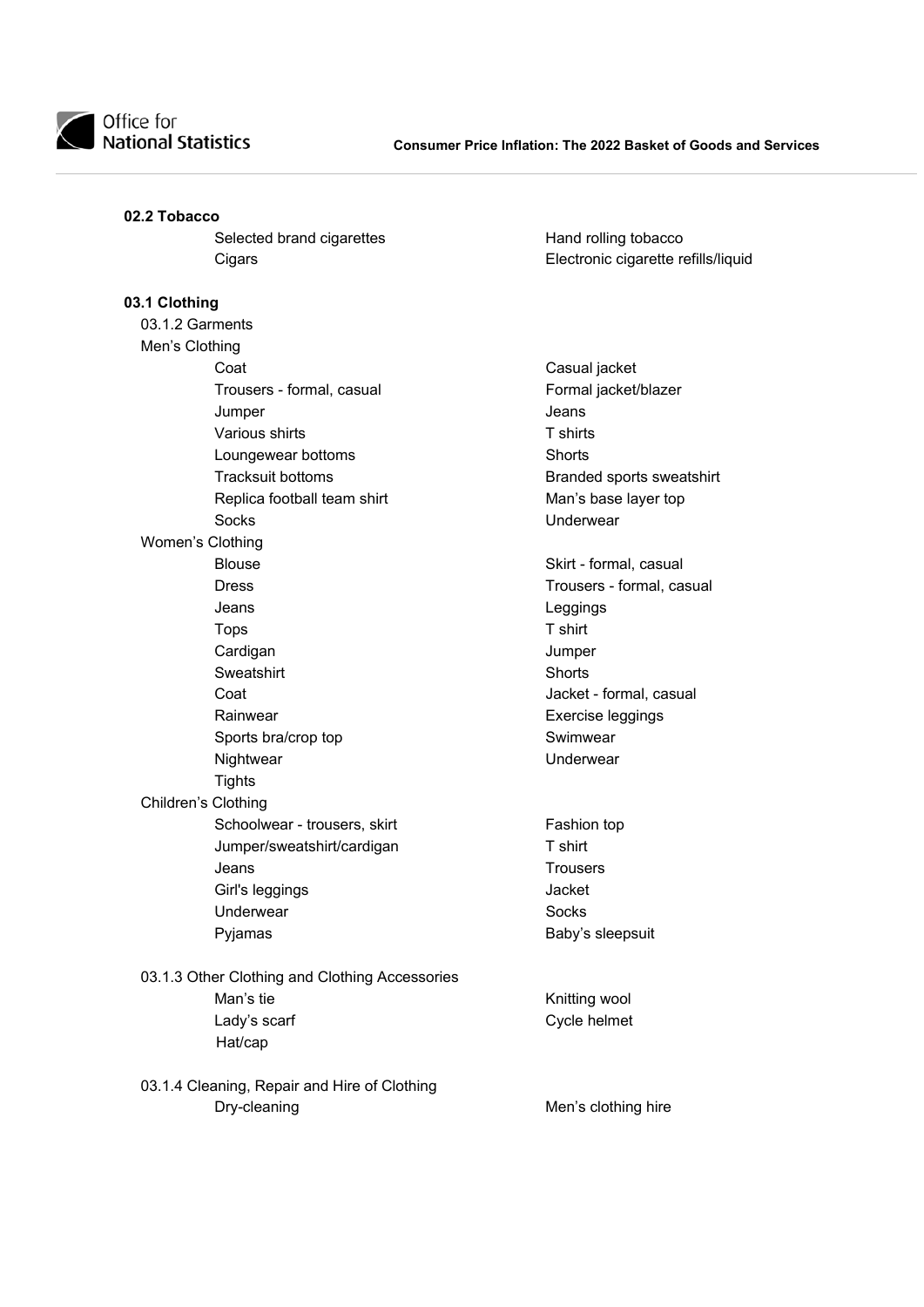## 02.2 Tobacco

- Selected brand cigarettes
- Hand rolling tobacco
- Cigars
- Electronic cigarette refills/liquid

## 03.1 Clothing

### 03.1.2 Garments

**Men's Clothing**

- Coat
- Casual jacket
- Trousers - formal, casual
- Formal jacket/blazer
- Jumper
- Jeans
- Various shirts
- T shirts
- Loungewear bottoms
- Shorts
- Tracksuit bottoms
- Branded sports sweatshirt
- Replica football team shirt
- Man's base layer top
- Socks
- Underwear

**Women's Clothing**

- Blouse
- Skirt - formal, casual
- Dress
- Trousers - formal, casual
- Jeans
- Leggings
- Tops
- T shirt
- Cardigan
- Jumper
- Sweatshirt
- Shorts
- Coat
- Jacket - formal, casual
- Rainwear
- Exercise leggings
- Sports bra/crop top
- Swimwear
- Nightwear
- Underwear
- Tights

**Children's Clothing**

- Schoolwear - trousers, skirt
- Fashion top
- Jumper/sweatshirt/cardigan
- T shirt
- Jeans
- Trousers
- Girl's leggings
- Jacket
- Underwear
- Socks
- Pyjamas
- Baby's sleepsuit

### 03.1.3 Other Clothing and Clothing Accessories

- Man's tie
- Knitting wool
- Lady's scarf
- Cycle helmet
- Hat/cap

### 03.1.4 Cleaning, Repair and Hire of Clothing

- Dry-cleaning
- Men's clothing hire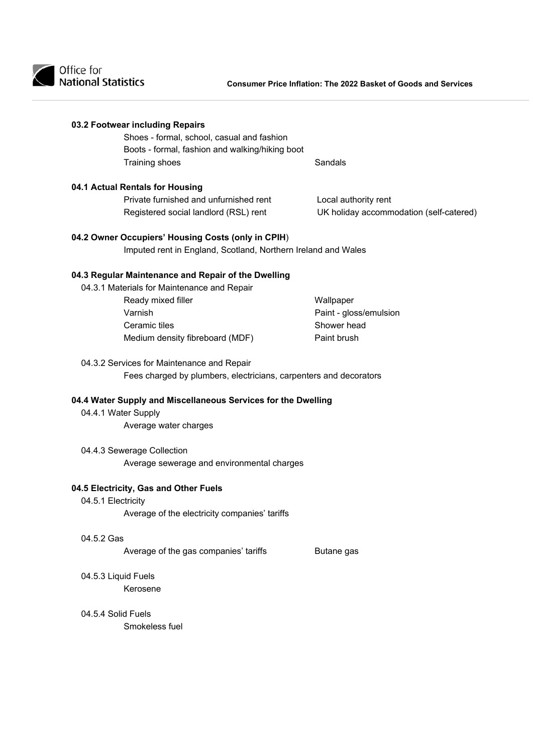### 03.2 Footwear including Repairs

- Shoes - formal, school, casual and fashion
- Boots - formal, fashion and walking/hiking boot
- Training shoes
- Sandals

### 04.1 Actual Rentals for Housing

- Private furnished and unfurnished rent
- Local authority rent
- Registered social landlord (RSL) rent
- UK holiday accommodation (self-catered)

### 04.2 Owner Occupiers' Housing Costs (only in CPIH)

- Imputed rent in England, Scotland, Northern Ireland and Wales

### 04.3 Regular Maintenance and Repair of the Dwelling

04.3.1 Materials for Maintenance and Repair

- Ready mixed filler
- Wallpaper
- Varnish
- Paint - gloss/emulsion
- Ceramic tiles
- Shower head
- Medium density fibreboard (MDF)
- Paint brush

04.3.2 Services for Maintenance and Repair

- Fees charged by plumbers, electricians, carpenters and decorators

### 04.4 Water Supply and Miscellaneous Services for the Dwelling

04.4.1 Water Supply

- Average water charges

04.4.3 Sewerage Collection

- Average sewerage and environmental charges

### 04.5 Electricity, Gas and Other Fuels

04.5.1 Electricity

- Average of the electricity companies' tariffs

04.5.2 Gas

- Average of the gas companies' tariffs
- Butane gas

04.5.3 Liquid Fuels

- Kerosene

04.5.4 Solid Fuels

- Smokeless fuel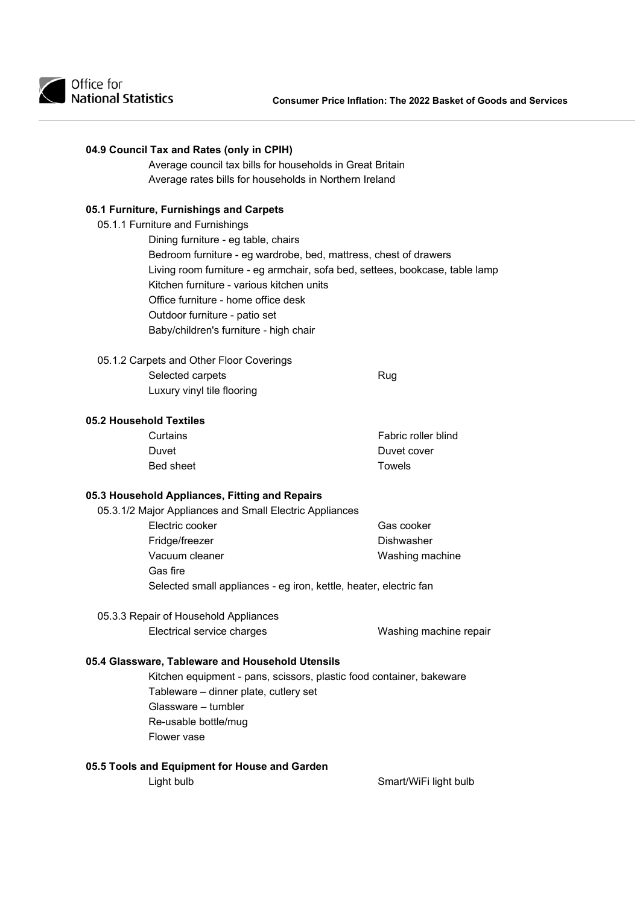### 04.9 Council Tax and Rates (only in CPIH)

Average council tax bills for households in Great Britain
Average rates bills for households in Northern Ireland

### 05.1 Furniture, Furnishings and Carpets

05.1.1 Furniture and Furnishings

Dining furniture - eg table, chairs
Bedroom furniture - eg wardrobe, bed, mattress, chest of drawers
Living room furniture - eg armchair, sofa bed, settees, bookcase, table lamp
Kitchen furniture - various kitchen units
Office furniture - home office desk
Outdoor furniture - patio set
Baby/children's furniture - high chair

05.1.2 Carpets and Other Floor Coverings

Selected carpets
Rug
Luxury vinyl tile flooring

### 05.2 Household Textiles

Curtains
Fabric roller blind
Duvet
Duvet cover
Bed sheet
Towels

### 05.3 Household Appliances, Fitting and Repairs

05.3.1/2 Major Appliances and Small Electric Appliances

Electric cooker
Gas cooker
Fridge/freezer
Dishwasher
Vacuum cleaner
Washing machine
Gas fire
Selected small appliances - eg iron, kettle, heater, electric fan

05.3.3 Repair of Household Appliances

Electrical service charges
Washing machine repair

### 05.4 Glassware, Tableware and Household Utensils

Kitchen equipment - pans, scissors, plastic food container, bakeware
Tableware – dinner plate, cutlery set
Glassware – tumbler
Re-usable bottle/mug
Flower vase

### 05.5 Tools and Equipment for House and Garden

Light bulb
Smart/WiFi light bulb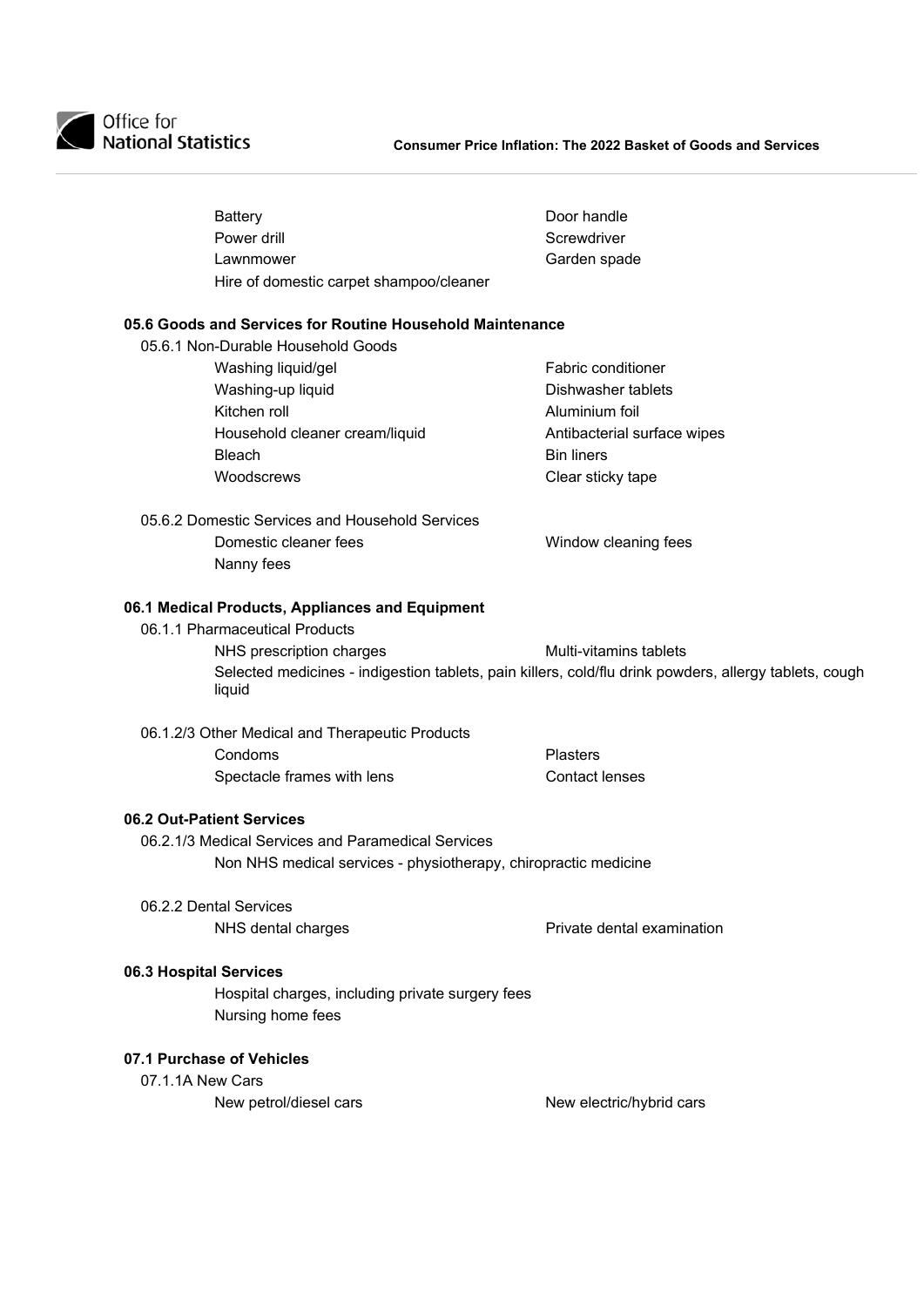- Battery
- Door handle
- Power drill
- Screwdriver
- Lawnmower
- Garden spade
- Hire of domestic carpet shampoo/cleaner

### 05.6 Goods and Services for Routine Household Maintenance

05.6.1 Non-Durable Household Goods

- Washing liquid/gel
- Fabric conditioner
- Washing-up liquid
- Dishwasher tablets
- Kitchen roll
- Aluminium foil
- Household cleaner cream/liquid
- Antibacterial surface wipes
- Bleach
- Bin liners
- Woodscrews
- Clear sticky tape

05.6.2 Domestic Services and Household Services

- Domestic cleaner fees
- Window cleaning fees
- Nanny fees

### 06.1 Medical Products, Appliances and Equipment

06.1.1 Pharmaceutical Products

- NHS prescription charges
- Multi-vitamins tablets
- Selected medicines - indigestion tablets, pain killers, cold/flu drink powders, allergy tablets, cough liquid

06.1.2/3 Other Medical and Therapeutic Products

- Condoms
- Plasters
- Spectacle frames with lens
- Contact lenses

### 06.2 Out-Patient Services

06.2.1/3 Medical Services and Paramedical Services

- Non NHS medical services - physiotherapy, chiropractic medicine

06.2.2 Dental Services

- NHS dental charges
- Private dental examination

### 06.3 Hospital Services

- Hospital charges, including private surgery fees
- Nursing home fees

### 07.1 Purchase of Vehicles

07.1.1A New Cars

- New petrol/diesel cars
- New electric/hybrid cars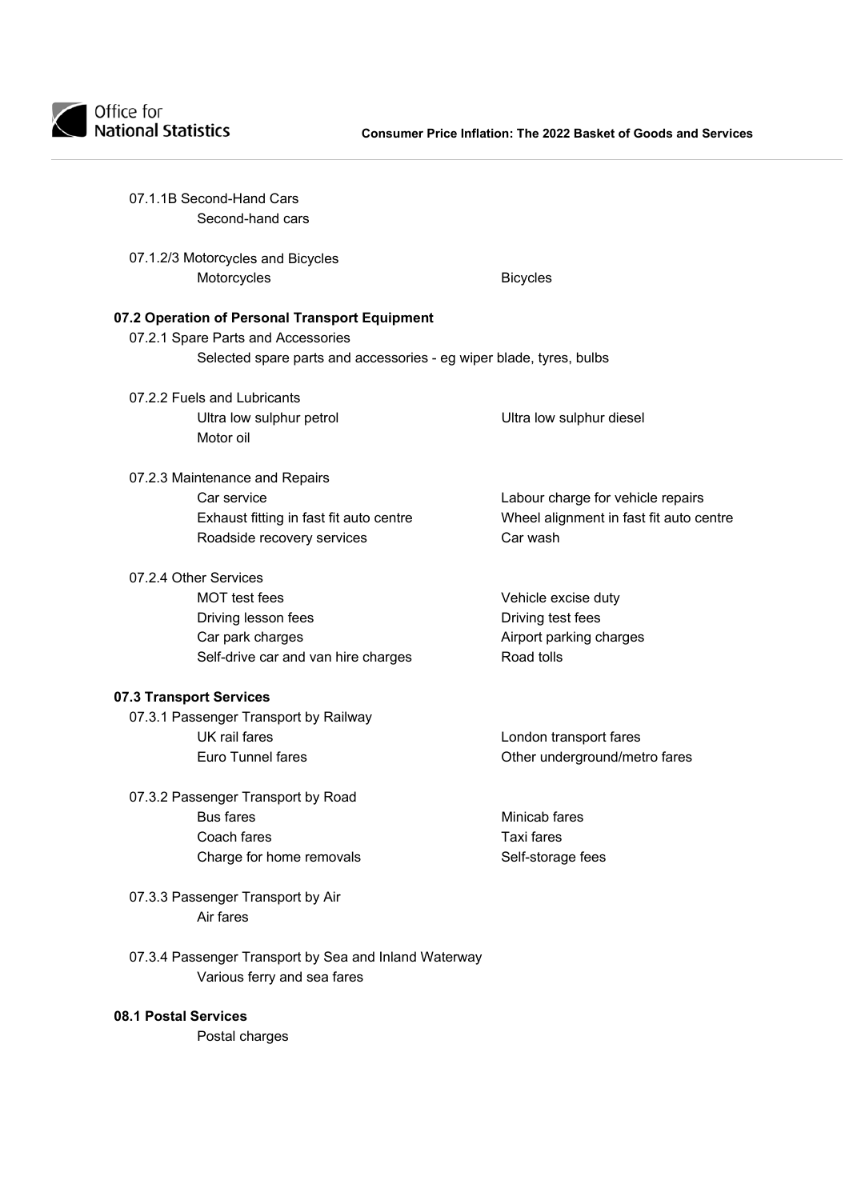07.1.1B Second-Hand Cars

- Second-hand cars

07.1.2/3 Motorcycles and Bicycles

- Motorcycles
- Bicycles

**07.2 Operation of Personal Transport Equipment**

07.2.1 Spare Parts and Accessories

- Selected spare parts and accessories - eg wiper blade, tyres, bulbs

07.2.2 Fuels and Lubricants

- Ultra low sulphur petrol
- Ultra low sulphur diesel
- Motor oil

07.2.3 Maintenance and Repairs

- Car service
- Labour charge for vehicle repairs
- Exhaust fitting in fast fit auto centre
- Wheel alignment in fast fit auto centre
- Roadside recovery services
- Car wash

07.2.4 Other Services

- MOT test fees
- Vehicle excise duty
- Driving lesson fees
- Driving test fees
- Car park charges
- Airport parking charges
- Self-drive car and van hire charges
- Road tolls

**07.3 Transport Services**

07.3.1 Passenger Transport by Railway

- UK rail fares
- London transport fares
- Euro Tunnel fares
- Other underground/metro fares

07.3.2 Passenger Transport by Road

- Bus fares
- Minicab fares
- Coach fares
- Taxi fares
- Charge for home removals
- Self-storage fees

07.3.3 Passenger Transport by Air

- Air fares

07.3.4 Passenger Transport by Sea and Inland Waterway

- Various ferry and sea fares

**08.1 Postal Services**

- Postal charges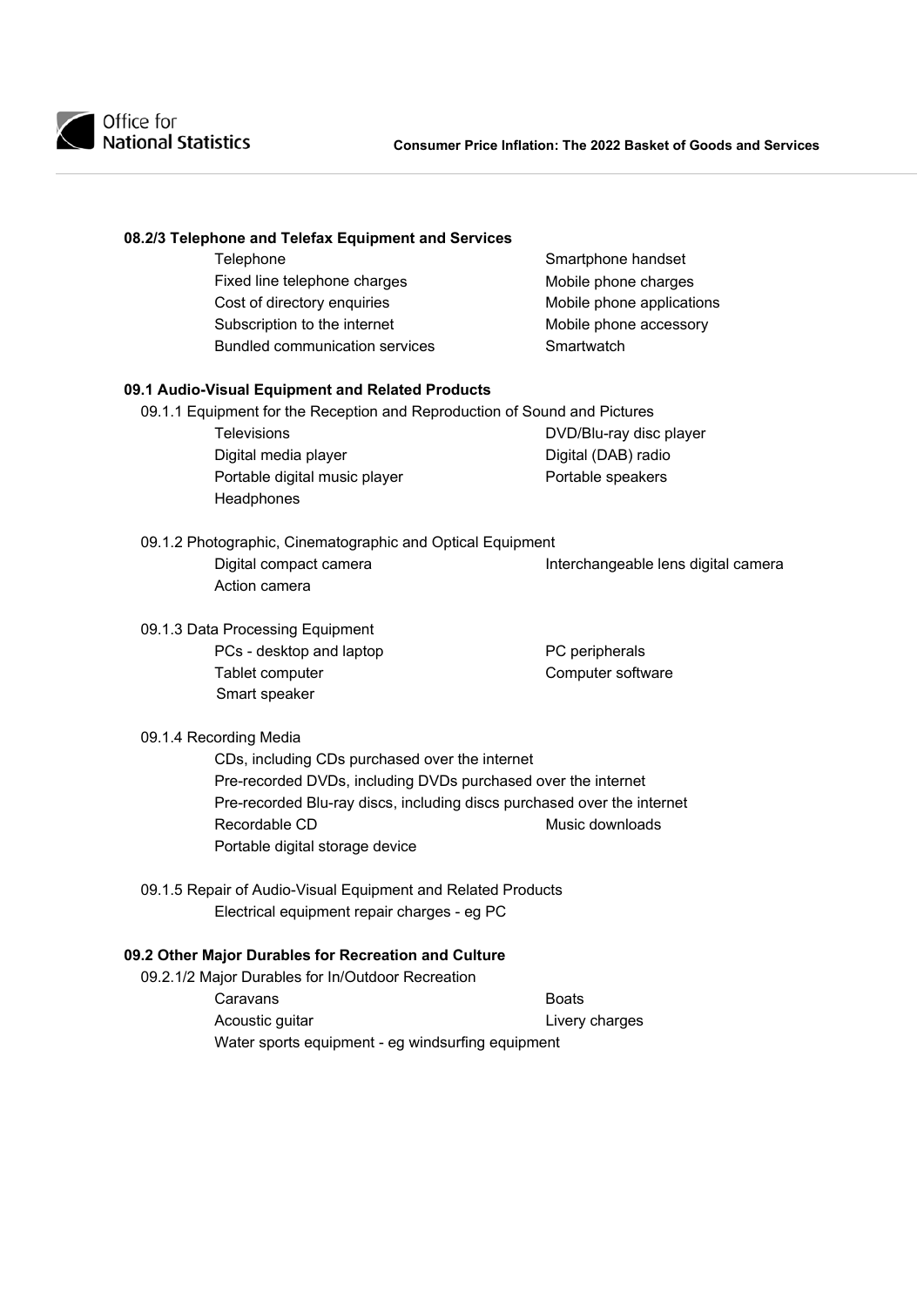**08.2/3 Telephone and Telefax Equipment and Services**

- Telephone
- Fixed line telephone charges
- Cost of directory enquiries
- Subscription to the internet
- Bundled communication services
- Smartphone handset
- Mobile phone charges
- Mobile phone applications
- Mobile phone accessory
- Smartwatch

**09.1 Audio-Visual Equipment and Related Products**

09.1.1 Equipment for the Reception and Reproduction of Sound and Pictures

- Televisions
- Digital media player
- Portable digital music player
- Headphones
- DVD/Blu-ray disc player
- Digital (DAB) radio
- Portable speakers

09.1.2 Photographic, Cinematographic and Optical Equipment

- Digital compact camera
- Action camera
- Interchangeable lens digital camera

09.1.3 Data Processing Equipment

- PCs - desktop and laptop
- Tablet computer
- Smart speaker
- PC peripherals
- Computer software

09.1.4 Recording Media

- CDs, including CDs purchased over the internet
- Pre-recorded DVDs, including DVDs purchased over the internet
- Pre-recorded Blu-ray discs, including discs purchased over the internet
- Recordable CD
- Portable digital storage device
- Music downloads

09.1.5 Repair of Audio-Visual Equipment and Related Products

- Electrical equipment repair charges - eg PC

**09.2 Other Major Durables for Recreation and Culture**

09.2.1/2 Major Durables for In/Outdoor Recreation

- Caravans
- Acoustic guitar
- Water sports equipment - eg windsurfing equipment
- Boats
- Livery charges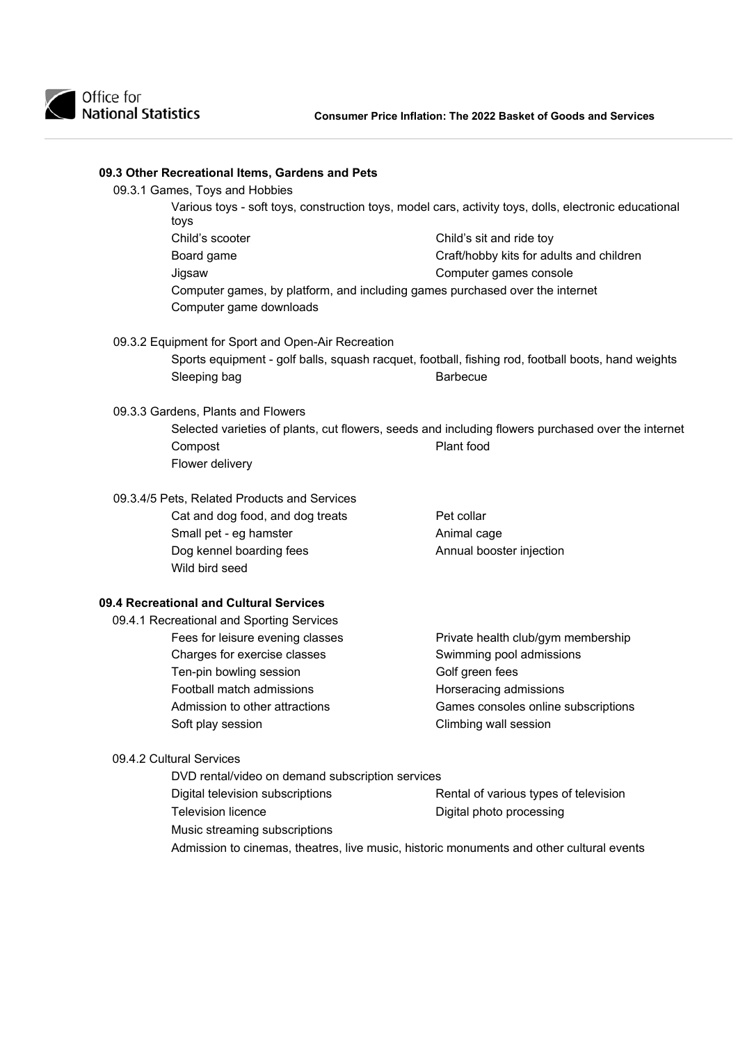### 09.3 Other Recreational Items, Gardens and Pets

#### 09.3.1 Games, Toys and Hobbies

- Various toys - soft toys, construction toys, model cars, activity toys, dolls, electronic educational toys
- Child's scooter
- Child's sit and ride toy
- Board game
- Craft/hobby kits for adults and children
- Jigsaw
- Computer games console
- Computer games, by platform, and including games purchased over the internet
- Computer game downloads

#### 09.3.2 Equipment for Sport and Open-Air Recreation

- Sports equipment - golf balls, squash racquet, football, fishing rod, football boots, hand weights
- Sleeping bag
- Barbecue

#### 09.3.3 Gardens, Plants and Flowers

- Selected varieties of plants, cut flowers, seeds and including flowers purchased over the internet
- Compost
- Plant food
- Flower delivery

#### 09.3.4/5 Pets, Related Products and Services

- Cat and dog food, and dog treats
- Pet collar
- Small pet - eg hamster
- Animal cage
- Dog kennel boarding fees
- Annual booster injection
- Wild bird seed

### 09.4 Recreational and Cultural Services

#### 09.4.1 Recreational and Sporting Services

- Fees for leisure evening classes
- Private health club/gym membership
- Charges for exercise classes
- Swimming pool admissions
- Ten-pin bowling session
- Golf green fees
- Football match admissions
- Horseracing admissions
- Admission to other attractions
- Games consoles online subscriptions
- Soft play session
- Climbing wall session

#### 09.4.2 Cultural Services

- DVD rental/video on demand subscription services
- Digital television subscriptions
- Rental of various types of television
- Television licence
- Digital photo processing
- Music streaming subscriptions
- Admission to cinemas, theatres, live music, historic monuments and other cultural events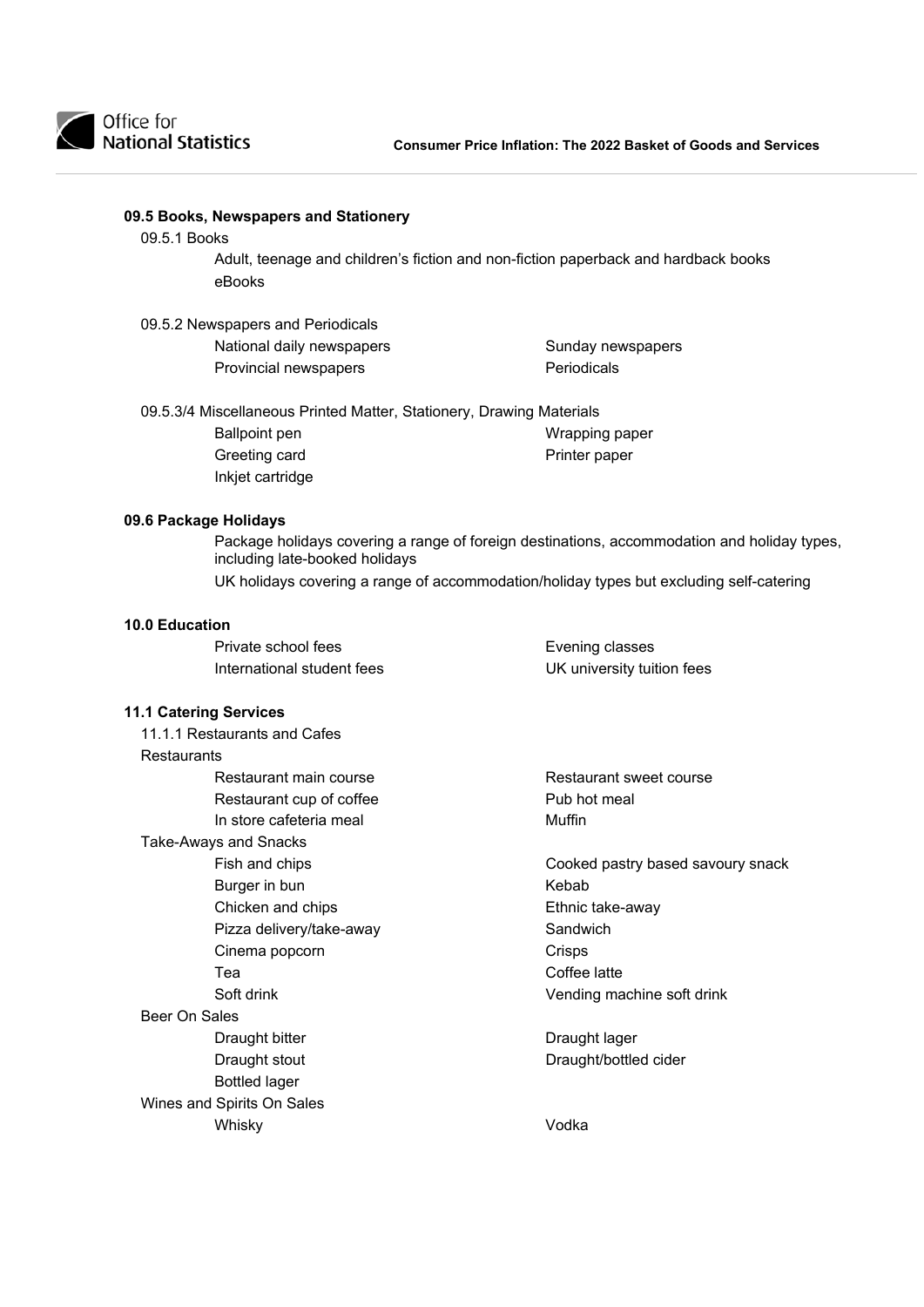### 09.5 Books, Newspapers and Stationery

09.5.1 Books

- Adult, teenage and children's fiction and non-fiction paperback and hardback books
- eBooks

09.5.2 Newspapers and Periodicals

- National daily newspapers
- Provincial newspapers
- Sunday newspapers
- Periodicals

09.5.3/4 Miscellaneous Printed Matter, Stationery, Drawing Materials

- Ballpoint pen
- Greeting card
- Inkjet cartridge
- Wrapping paper
- Printer paper

### 09.6 Package Holidays

- Package holidays covering a range of foreign destinations, accommodation and holiday types, including late-booked holidays
- UK holidays covering a range of accommodation/holiday types but excluding self-catering

### 10.0 Education

- Private school fees
- International student fees
- Evening classes
- UK university tuition fees

### 11.1 Catering Services

11.1.1 Restaurants and Cafes

Restaurants

- Restaurant main course
- Restaurant cup of coffee
- In store cafeteria meal
- Restaurant sweet course
- Pub hot meal
- Muffin

Take-Aways and Snacks

- Fish and chips
- Burger in bun
- Chicken and chips
- Pizza delivery/take-away
- Cinema popcorn
- Tea
- Soft drink
- Cooked pastry based savoury snack
- Kebab
- Ethnic take-away
- Sandwich
- Crisps
- Coffee latte
- Vending machine soft drink

Beer On Sales

- Draught bitter
- Draught stout
- Bottled lager
- Draught lager
- Draught/bottled cider

Wines and Spirits On Sales

- Whisky
- Vodka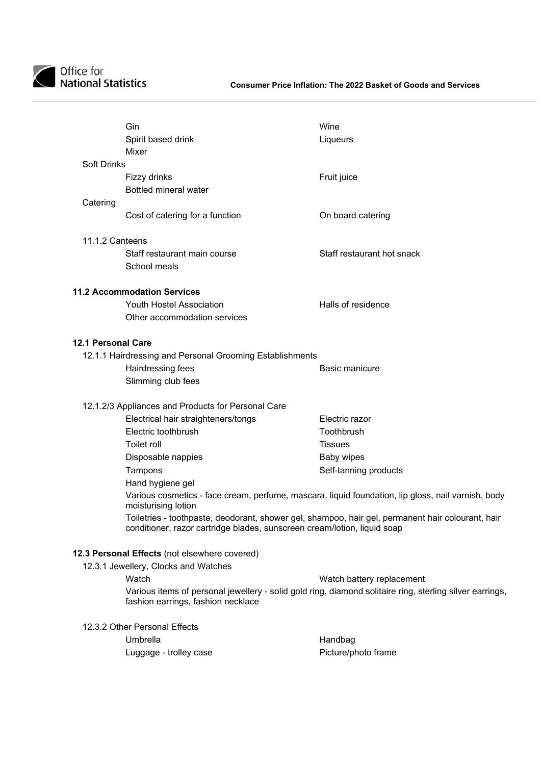Gin
Spirit based drink
Mixer
Wine
Liqueurs

Soft Drinks

Fizzy drinks
Bottled mineral water
Fruit juice

Catering

Cost of catering for a function
On board catering

11.1.2 Canteens

Staff restaurant main course
School meals
Staff restaurant hot snack

**11.2 Accommodation Services**

Youth Hostel Association
Other accommodation services
Halls of residence

**12.1 Personal Care**

12.1.1 Hairdressing and Personal Grooming Establishments

Hairdressing fees
Slimming club fees
Basic manicure

12.1.2/3 Appliances and Products for Personal Care

Electrical hair straighteners/tongs
Electric toothbrush
Toilet roll
Disposable nappies
Tampons
Hand hygiene gel
Electric razor
Toothbrush
Tissues
Baby wipes
Self-tanning products

Various cosmetics - face cream, perfume, mascara, liquid foundation, lip gloss, nail varnish, body moisturising lotion

Toiletries - toothpaste, deodorant, shower gel, shampoo, hair gel, permanent hair colourant, hair conditioner, razor cartridge blades, sunscreen cream/lotion, liquid soap

**12.3 Personal Effects** (not elsewhere covered)

12.3.1 Jewellery, Clocks and Watches

Watch
Watch battery replacement

Various items of personal jewellery - solid gold ring, diamond solitaire ring, sterling silver earrings, fashion earrings, fashion necklace

12.3.2 Other Personal Effects

Umbrella
Luggage - trolley case
Handbag
Picture/photo frame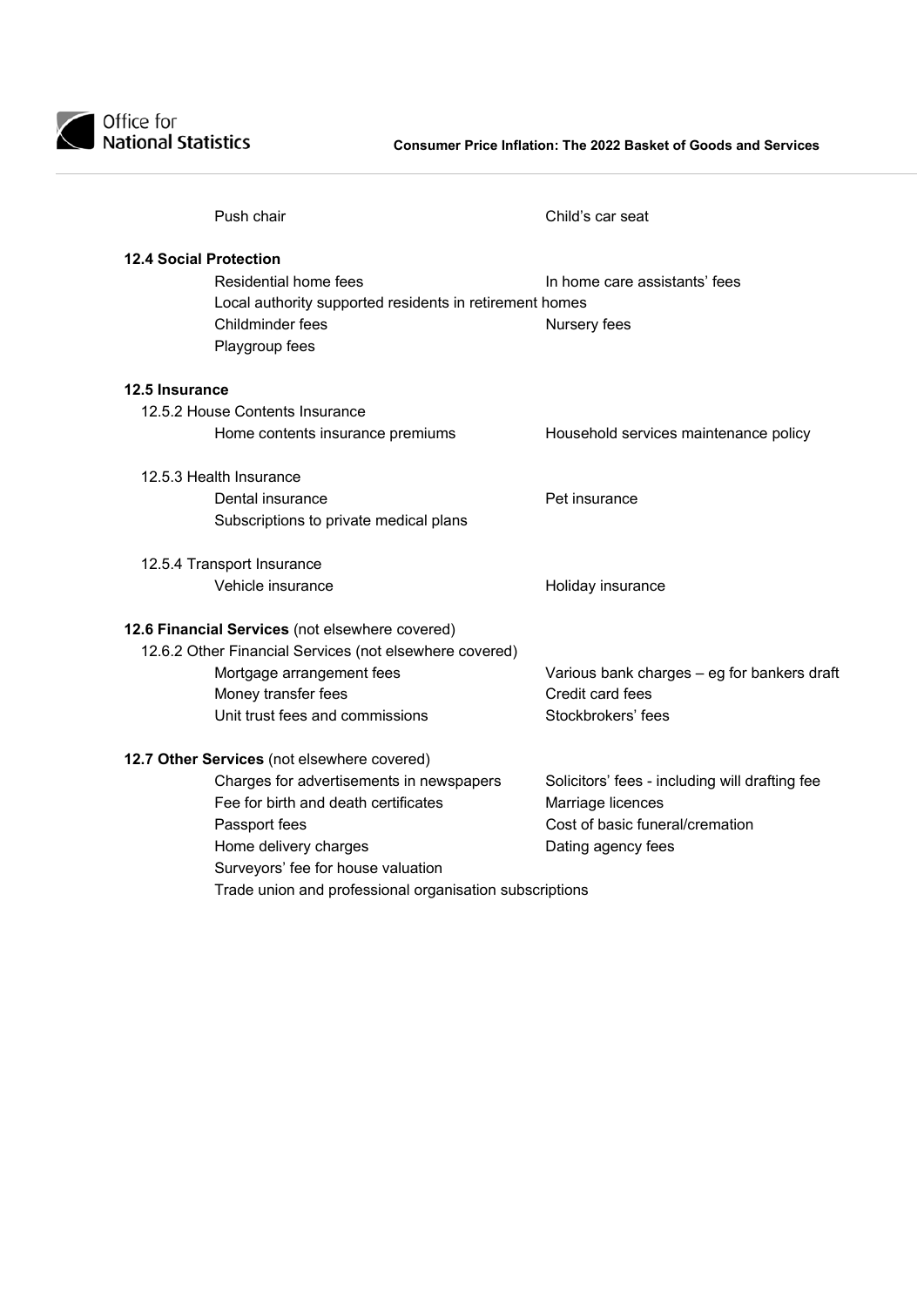Push chair

Child's car seat

**12.4 Social Protection**

Residential home fees

In home care assistants' fees

Local authority supported residents in retirement homes

Childminder fees

Nursery fees

Playgroup fees

**12.5 Insurance**

12.5.2 House Contents Insurance

Home contents insurance premiums

Household services maintenance policy

12.5.3 Health Insurance

Dental insurance

Pet insurance

Subscriptions to private medical plans

12.5.4 Transport Insurance

Vehicle insurance

Holiday insurance

**12.6 Financial Services** (not elsewhere covered)

12.6.2 Other Financial Services (not elsewhere covered)

Mortgage arrangement fees

Various bank charges – eg for bankers draft

Money transfer fees

Credit card fees

Unit trust fees and commissions

Stockbrokers' fees

**12.7 Other Services** (not elsewhere covered)

Charges for advertisements in newspapers

Solicitors' fees - including will drafting fee

Fee for birth and death certificates

Marriage licences

Passport fees

Cost of basic funeral/cremation

Home delivery charges

Dating agency fees

Surveyors' fee for house valuation

Trade union and professional organisation subscriptions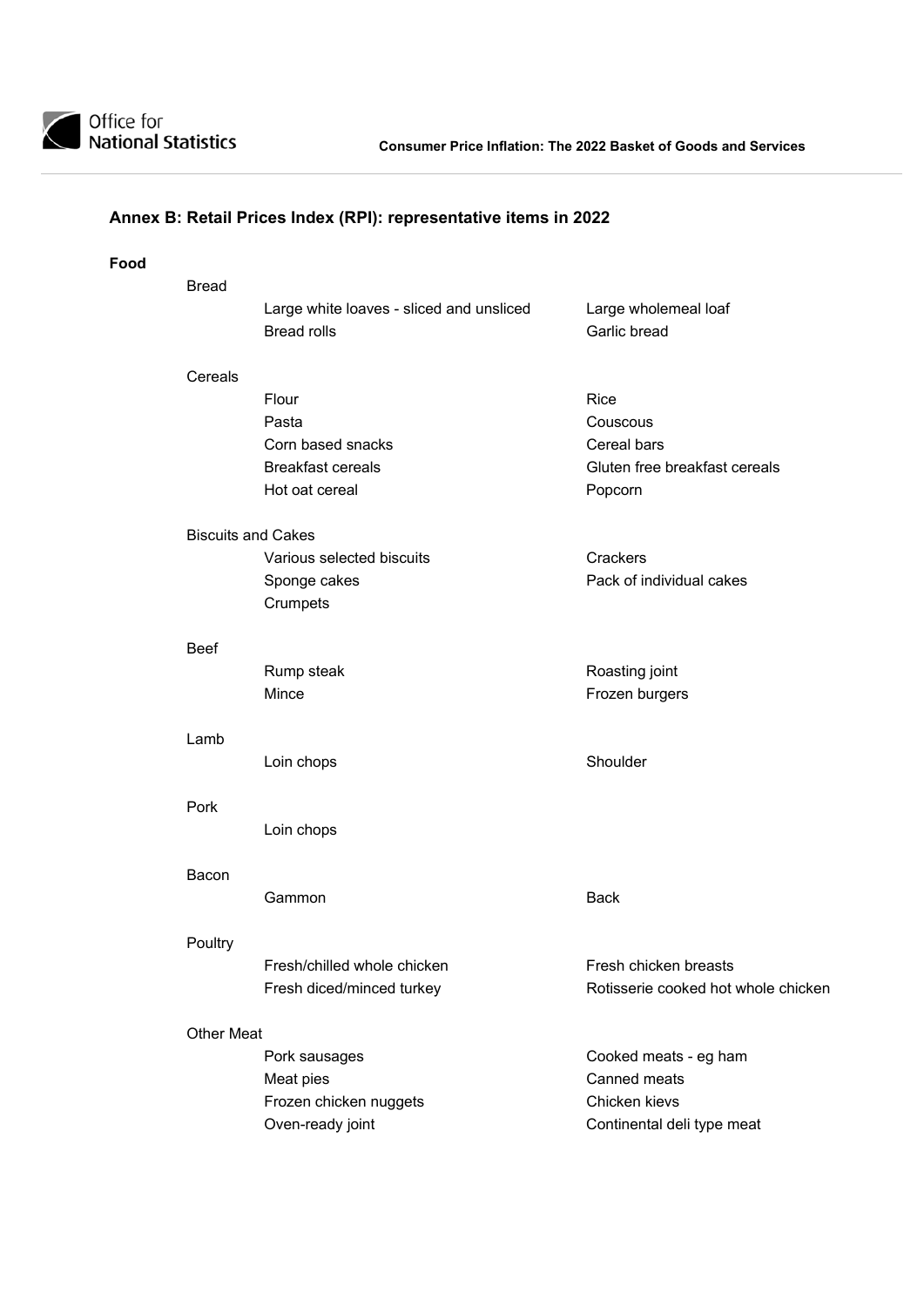## Annex B: Retail Prices Index (RPI): representative items in 2022

### Food

#### Bread

- Large white loaves - sliced and unsliced
- Large wholemeal loaf
- Bread rolls
- Garlic bread

#### Cereals

- Flour
- Rice
- Pasta
- Couscous
- Corn based snacks
- Cereal bars
- Breakfast cereals
- Gluten free breakfast cereals
- Hot oat cereal
- Popcorn

#### Biscuits and Cakes

- Various selected biscuits
- Crackers
- Sponge cakes
- Pack of individual cakes
- Crumpets

#### Beef

- Rump steak
- Roasting joint
- Mince
- Frozen burgers

#### Lamb

- Loin chops
- Shoulder

#### Pork

- Loin chops

#### Bacon

- Gammon
- Back

#### Poultry

- Fresh/chilled whole chicken
- Fresh chicken breasts
- Fresh diced/minced turkey
- Rotisserie cooked hot whole chicken

#### Other Meat

- Pork sausages
- Cooked meats - eg ham
- Meat pies
- Canned meats
- Frozen chicken nuggets
- Chicken kievs
- Oven-ready joint
- Continental deli type meat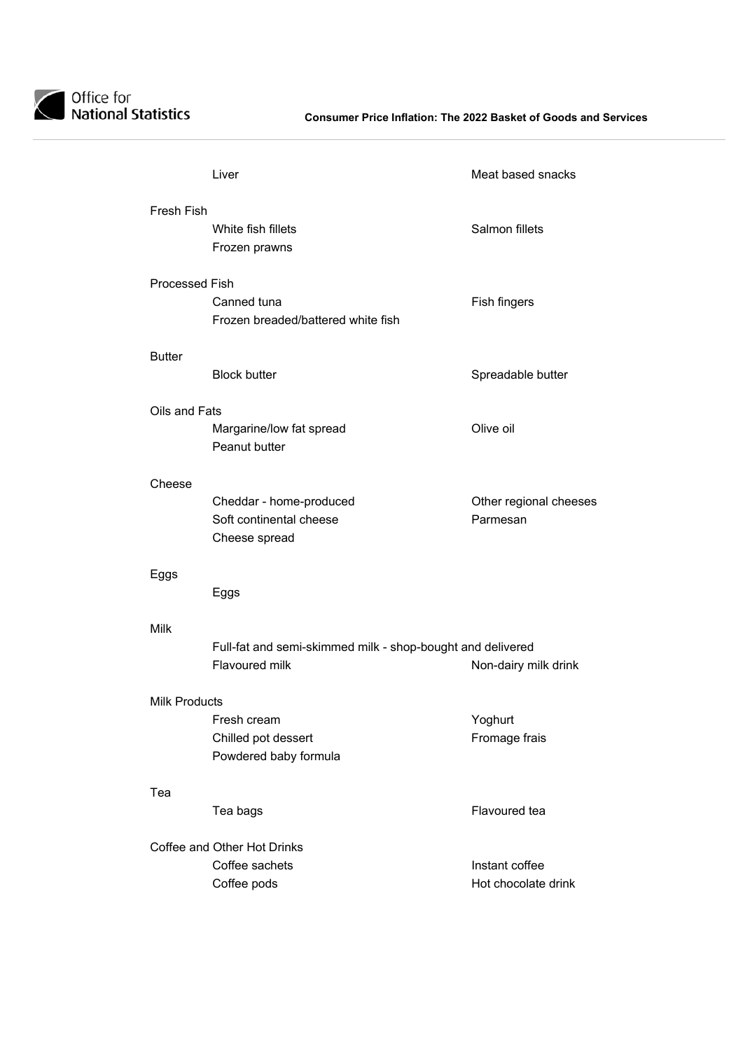| | | |
|---|---|---|
| | Liver | Meat based snacks |
| **Fresh Fish** | | |
| | White fish fillets | Salmon fillets |
| | Frozen prawns | |
| **Processed Fish** | | |
| | Canned tuna | Fish fingers |
| | Frozen breaded/battered white fish | |
| **Butter** | | |
| | Block butter | Spreadable butter |
| **Oils and Fats** | | |
| | Margarine/low fat spread | Olive oil |
| | Peanut butter | |
| **Cheese** | | |
| | Cheddar - home-produced | Other regional cheeses |
| | Soft continental cheese | Parmesan |
| | Cheese spread | |
| **Eggs** | | |
| | Eggs | |
| **Milk** | | |
| | Full-fat and semi-skimmed milk - shop-bought and delivered | |
| | Flavoured milk | Non-dairy milk drink |
| **Milk Products** | | |
| | Fresh cream | Yoghurt |
| | Chilled pot dessert | Fromage frais |
| | Powdered baby formula | |
| **Tea** | | |
| | Tea bags | Flavoured tea |
| **Coffee and Other Hot Drinks** | | |
| | Coffee sachets | Instant coffee |
| | Coffee pods | Hot chocolate drink |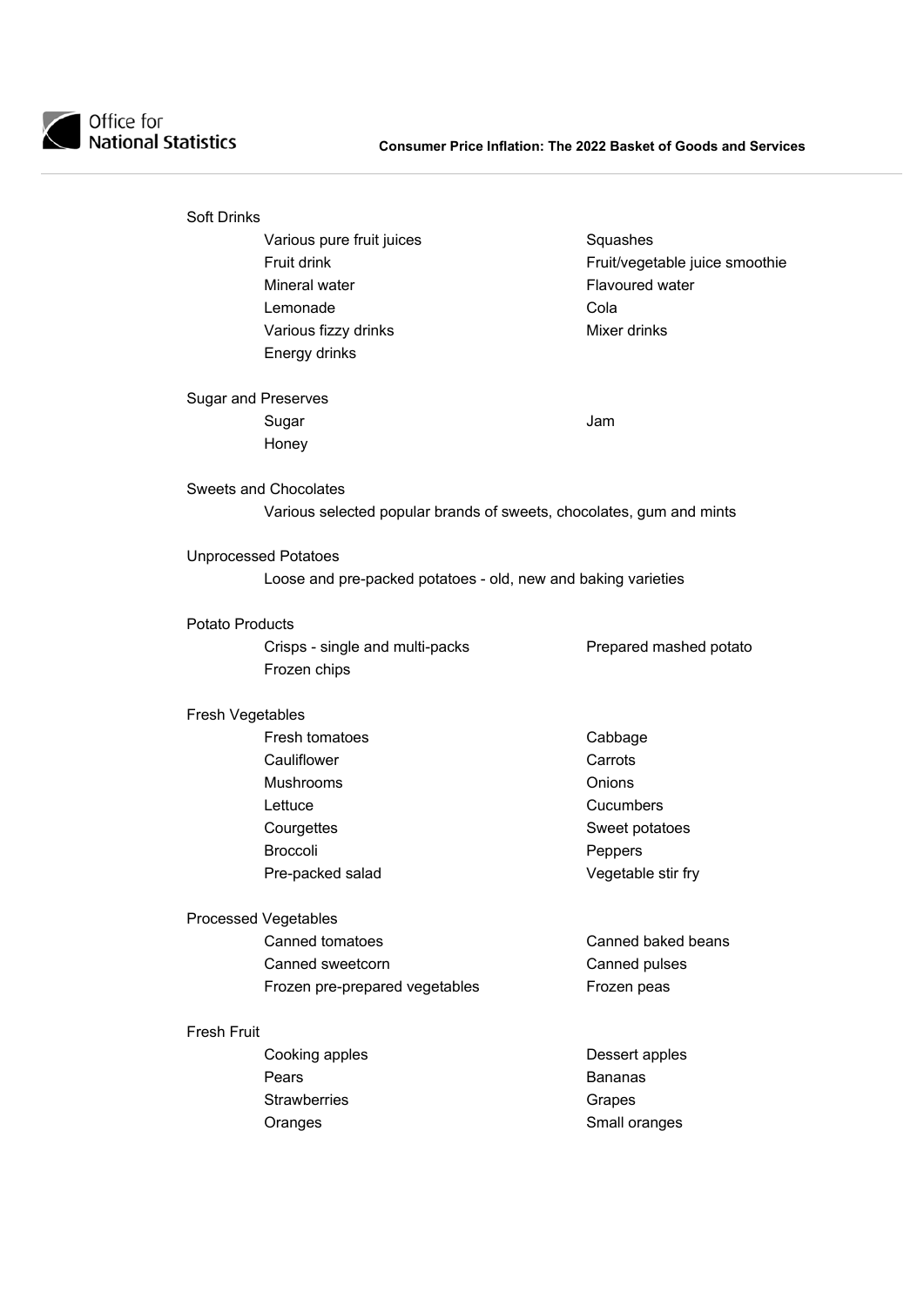Soft Drinks

- Various pure fruit juices
- Squashes
- Fruit drink
- Fruit/vegetable juice smoothie
- Mineral water
- Flavoured water
- Lemonade
- Cola
- Various fizzy drinks
- Mixer drinks
- Energy drinks

Sugar and Preserves

- Sugar
- Jam
- Honey

Sweets and Chocolates

- Various selected popular brands of sweets, chocolates, gum and mints

Unprocessed Potatoes

- Loose and pre-packed potatoes - old, new and baking varieties

Potato Products

- Crisps - single and multi-packs
- Prepared mashed potato
- Frozen chips

Fresh Vegetables

- Fresh tomatoes
- Cabbage
- Cauliflower
- Carrots
- Mushrooms
- Onions
- Lettuce
- Cucumbers
- Courgettes
- Sweet potatoes
- Broccoli
- Peppers
- Pre-packed salad
- Vegetable stir fry

Processed Vegetables

- Canned tomatoes
- Canned baked beans
- Canned sweetcorn
- Canned pulses
- Frozen pre-prepared vegetables
- Frozen peas

Fresh Fruit

- Cooking apples
- Dessert apples
- Pears
- Bananas
- Strawberries
- Grapes
- Oranges
- Small oranges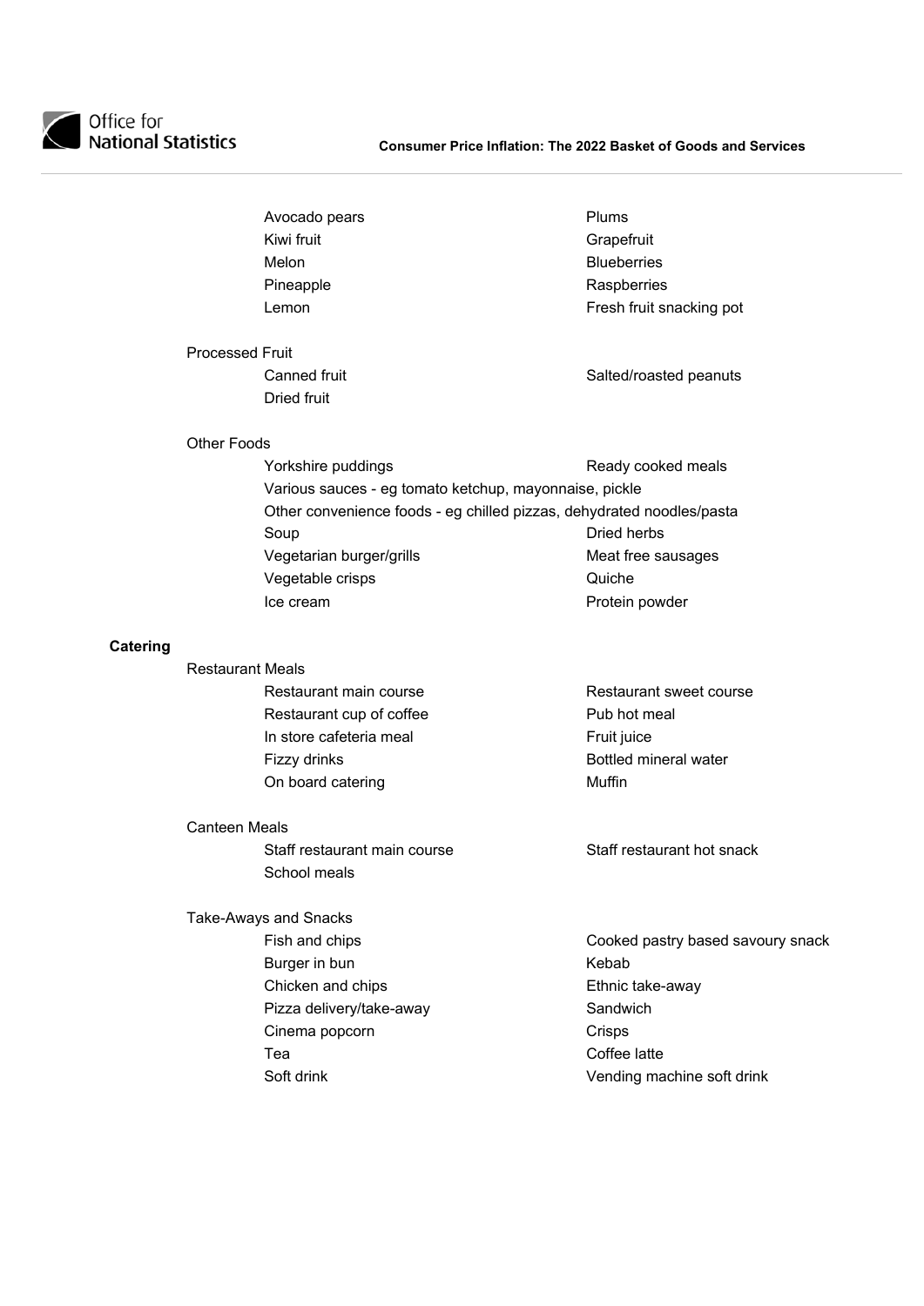Avocado pears
Kiwi fruit
Melon
Pineapple
Lemon
Plums
Grapefruit
Blueberries
Raspberries
Fresh fruit snacking pot

Processed Fruit

Canned fruit
Dried fruit
Salted/roasted peanuts

Other Foods

Yorkshire puddings
Ready cooked meals
Various sauces - eg tomato ketchup, mayonnaise, pickle
Other convenience foods - eg chilled pizzas, dehydrated noodles/pasta
Soup
Dried herbs
Vegetarian burger/grills
Meat free sausages
Vegetable crisps
Quiche
Ice cream
Protein powder

**Catering**

Restaurant Meals

Restaurant main course
Restaurant sweet course
Restaurant cup of coffee
Pub hot meal
In store cafeteria meal
Fruit juice
Fizzy drinks
Bottled mineral water
On board catering
Muffin

Canteen Meals

Staff restaurant main course
Staff restaurant hot snack
School meals

Take-Aways and Snacks

Fish and chips
Cooked pastry based savoury snack
Burger in bun
Kebab
Chicken and chips
Ethnic take-away
Pizza delivery/take-away
Sandwich
Cinema popcorn
Crisps
Tea
Coffee latte
Soft drink
Vending machine soft drink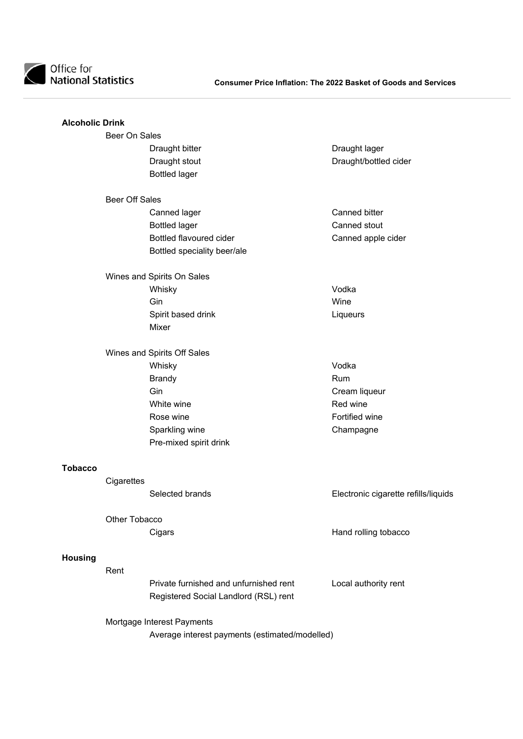## Alcoholic Drink

### Beer On Sales

- Draught bitter
- Draught lager
- Draught stout
- Draught/bottled cider
- Bottled lager

### Beer Off Sales

- Canned lager
- Canned bitter
- Bottled lager
- Canned stout
- Bottled flavoured cider
- Canned apple cider
- Bottled speciality beer/ale

### Wines and Spirits On Sales

- Whisky
- Vodka
- Gin
- Wine
- Spirit based drink
- Liqueurs
- Mixer

### Wines and Spirits Off Sales

- Whisky
- Vodka
- Brandy
- Rum
- Gin
- Cream liqueur
- White wine
- Red wine
- Rose wine
- Fortified wine
- Sparkling wine
- Champagne
- Pre-mixed spirit drink

## Tobacco

### Cigarettes

- Selected brands
- Electronic cigarette refills/liquids

### Other Tobacco

- Cigars
- Hand rolling tobacco

## Housing

### Rent

- Private furnished and unfurnished rent
- Local authority rent
- Registered Social Landlord (RSL) rent

### Mortgage Interest Payments

- Average interest payments (estimated/modelled)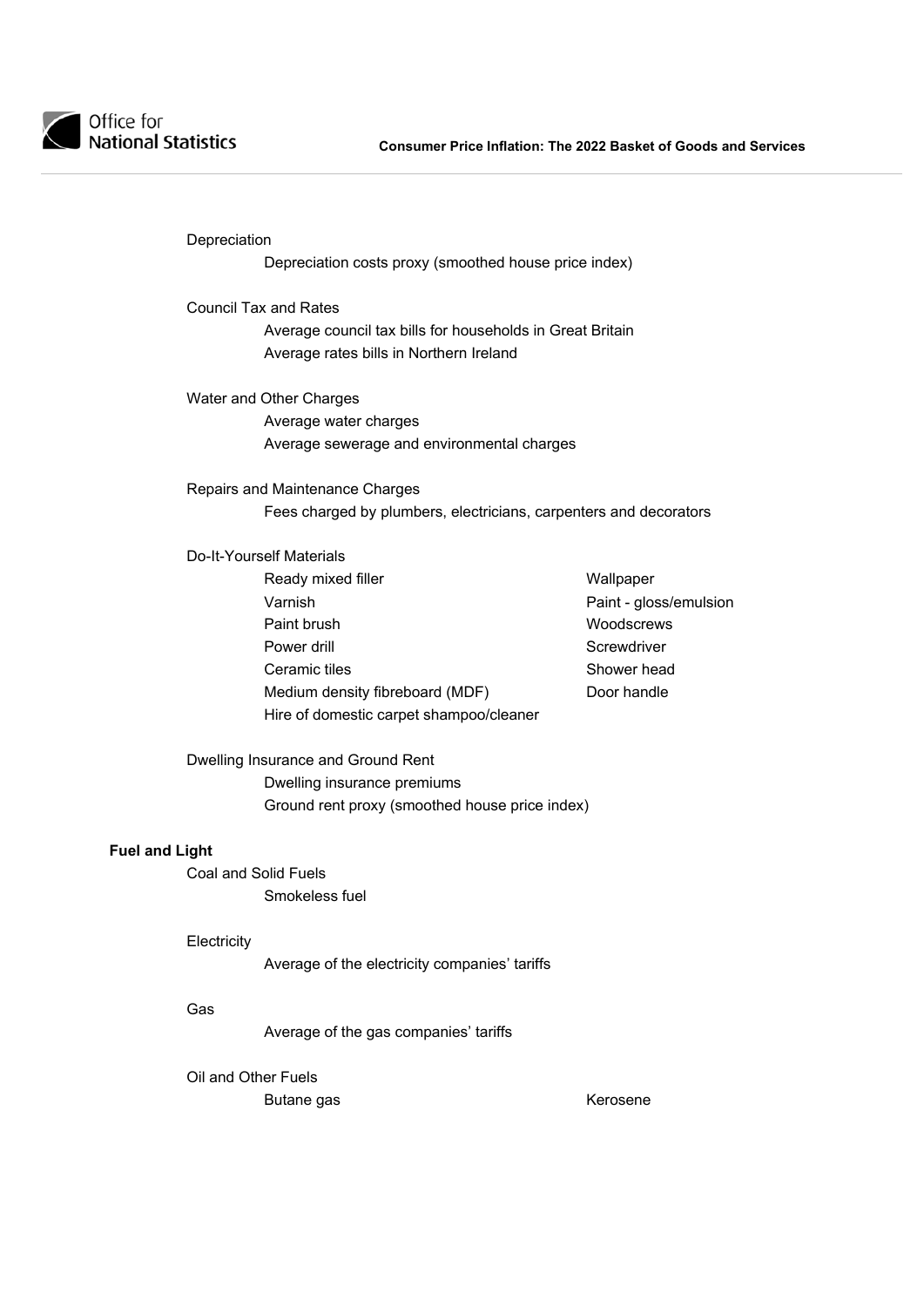Depreciation

- Depreciation costs proxy (smoothed house price index)

Council Tax and Rates

- Average council tax bills for households in Great Britain
- Average rates bills in Northern Ireland

Water and Other Charges

- Average water charges
- Average sewerage and environmental charges

Repairs and Maintenance Charges

- Fees charged by plumbers, electricians, carpenters and decorators

Do-It-Yourself Materials

- Ready mixed filler
- Varnish
- Paint brush
- Power drill
- Ceramic tiles
- Medium density fibreboard (MDF)
- Hire of domestic carpet shampoo/cleaner
- Wallpaper
- Paint - gloss/emulsion
- Woodscrews
- Screwdriver
- Shower head
- Door handle

Dwelling Insurance and Ground Rent

- Dwelling insurance premiums
- Ground rent proxy (smoothed house price index)

**Fuel and Light**

Coal and Solid Fuels

- Smokeless fuel

Electricity

- Average of the electricity companies' tariffs

Gas

- Average of the gas companies' tariffs

Oil and Other Fuels

- Butane gas
- Kerosene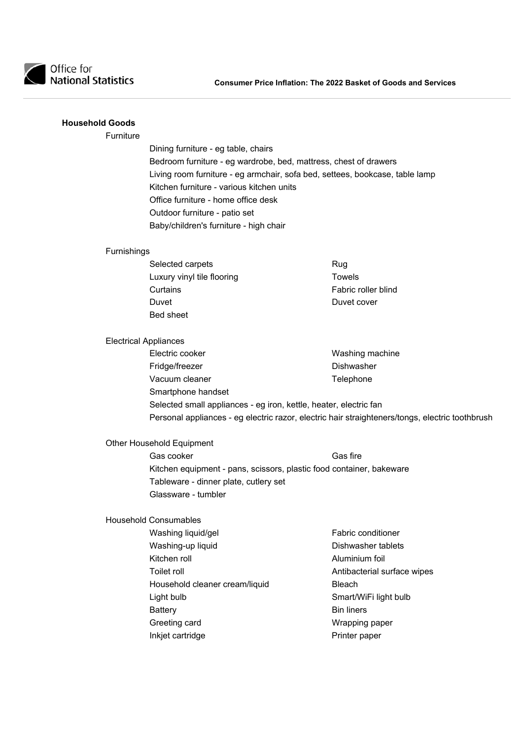## Household Goods

### Furniture

- Dining furniture - eg table, chairs
- Bedroom furniture - eg wardrobe, bed, mattress, chest of drawers
- Living room furniture - eg armchair, sofa bed, settees, bookcase, table lamp
- Kitchen furniture - various kitchen units
- Office furniture - home office desk
- Outdoor furniture - patio set
- Baby/children's furniture - high chair

### Furnishings

- Selected carpets
- Rug
- Luxury vinyl tile flooring
- Towels
- Curtains
- Fabric roller blind
- Duvet
- Duvet cover
- Bed sheet

### Electrical Appliances

- Electric cooker
- Washing machine
- Fridge/freezer
- Dishwasher
- Vacuum cleaner
- Telephone
- Smartphone handset
- Selected small appliances - eg iron, kettle, heater, electric fan
- Personal appliances - eg electric razor, electric hair straighteners/tongs, electric toothbrush

### Other Household Equipment

- Gas cooker
- Gas fire
- Kitchen equipment - pans, scissors, plastic food container, bakeware
- Tableware - dinner plate, cutlery set
- Glassware - tumbler

### Household Consumables

- Washing liquid/gel
- Fabric conditioner
- Washing-up liquid
- Dishwasher tablets
- Kitchen roll
- Aluminium foil
- Toilet roll
- Antibacterial surface wipes
- Household cleaner cream/liquid
- Bleach
- Light bulb
- Smart/WiFi light bulb
- Battery
- Bin liners
- Greeting card
- Wrapping paper
- Inkjet cartridge
- Printer paper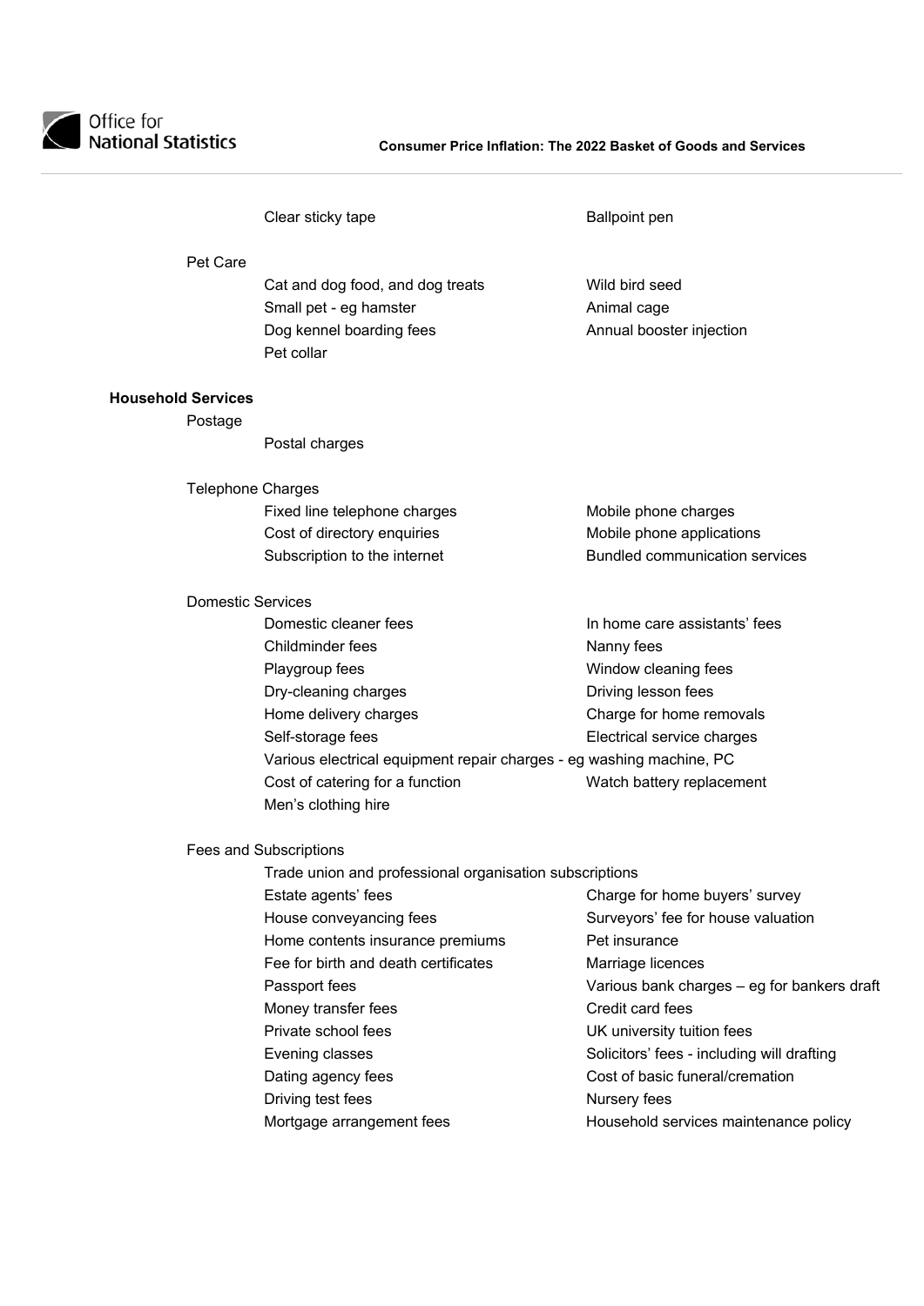Clear sticky tape

Ballpoint pen

### Pet Care

Cat and dog food, and dog treats

Wild bird seed

Small pet - eg hamster

Animal cage

Dog kennel boarding fees

Annual booster injection

Pet collar

## Household Services

### Postage

Postal charges

### Telephone Charges

Fixed line telephone charges

Mobile phone charges

Cost of directory enquiries

Mobile phone applications

Subscription to the internet

Bundled communication services

### Domestic Services

Domestic cleaner fees

In home care assistants' fees

Childminder fees

Nanny fees

Playgroup fees

Window cleaning fees

Dry-cleaning charges

Driving lesson fees

Home delivery charges

Charge for home removals

Self-storage fees

Electrical service charges

Various electrical equipment repair charges - eg washing machine, PC

Cost of catering for a function

Watch battery replacement

Men's clothing hire

### Fees and Subscriptions

Trade union and professional organisation subscriptions

Estate agents' fees

Charge for home buyers' survey

House conveyancing fees

Surveyors' fee for house valuation

Home contents insurance premiums

Pet insurance

Fee for birth and death certificates

Marriage licences

Passport fees

Various bank charges – eg for bankers draft

Money transfer fees

Credit card fees

Private school fees

UK university tuition fees

Evening classes

Solicitors' fees - including will drafting

Dating agency fees

Cost of basic funeral/cremation

Driving test fees

Nursery fees

Mortgage arrangement fees

Household services maintenance policy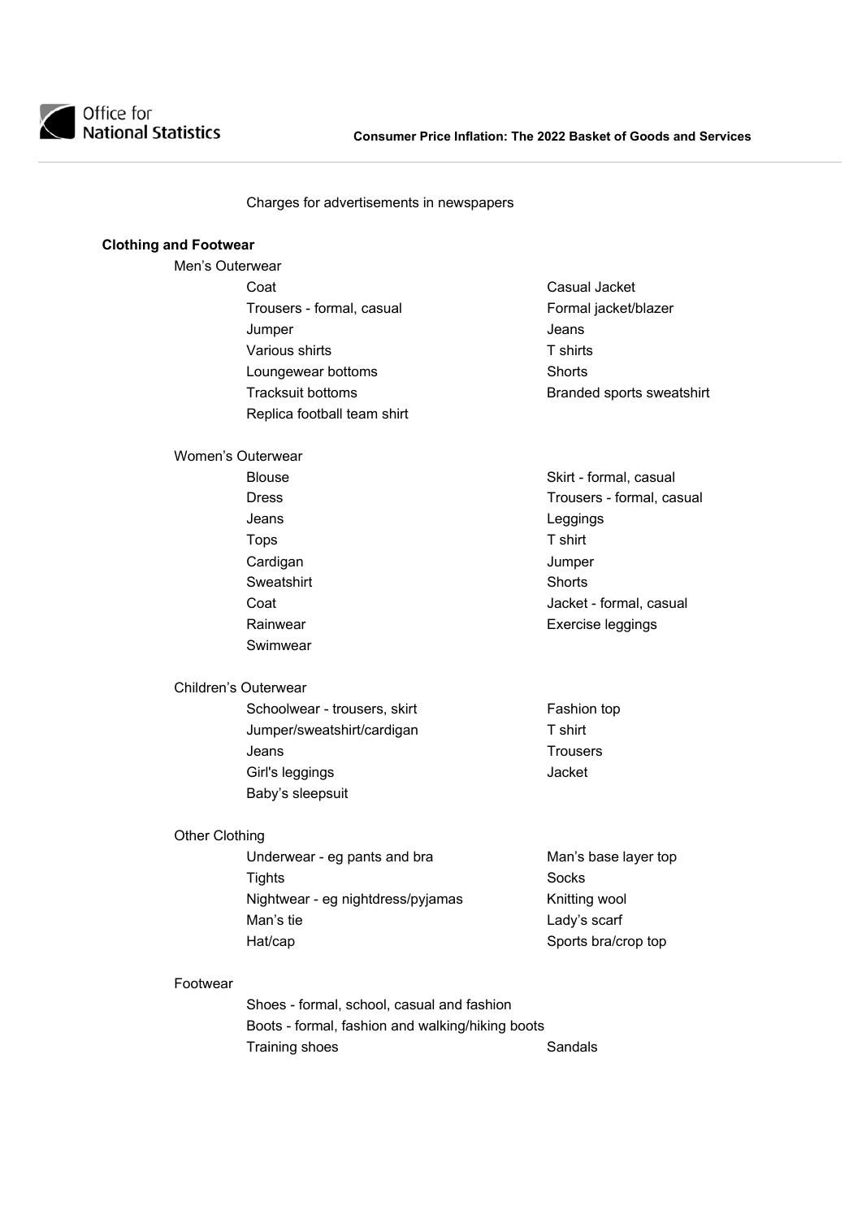Charges for advertisements in newspapers

**Clothing and Footwear**

Men's Outerwear

- Coat
- Casual Jacket
- Trousers - formal, casual
- Formal jacket/blazer
- Jumper
- Jeans
- Various shirts
- T shirts
- Loungewear bottoms
- Shorts
- Tracksuit bottoms
- Branded sports sweatshirt
- Replica football team shirt

Women's Outerwear

- Blouse
- Skirt - formal, casual
- Dress
- Trousers - formal, casual
- Jeans
- Leggings
- Tops
- T shirt
- Cardigan
- Jumper
- Sweatshirt
- Shorts
- Coat
- Jacket - formal, casual
- Rainwear
- Exercise leggings
- Swimwear

Children's Outerwear

- Schoolwear - trousers, skirt
- Fashion top
- Jumper/sweatshirt/cardigan
- T shirt
- Jeans
- Trousers
- Girl's leggings
- Jacket
- Baby's sleepsuit

Other Clothing

- Underwear - eg pants and bra
- Man's base layer top
- Tights
- Socks
- Nightwear - eg nightdress/pyjamas
- Knitting wool
- Man's tie
- Lady's scarf
- Hat/cap
- Sports bra/crop top

Footwear

- Shoes - formal, school, casual and fashion
- Boots - formal, fashion and walking/hiking boots
- Training shoes
- Sandals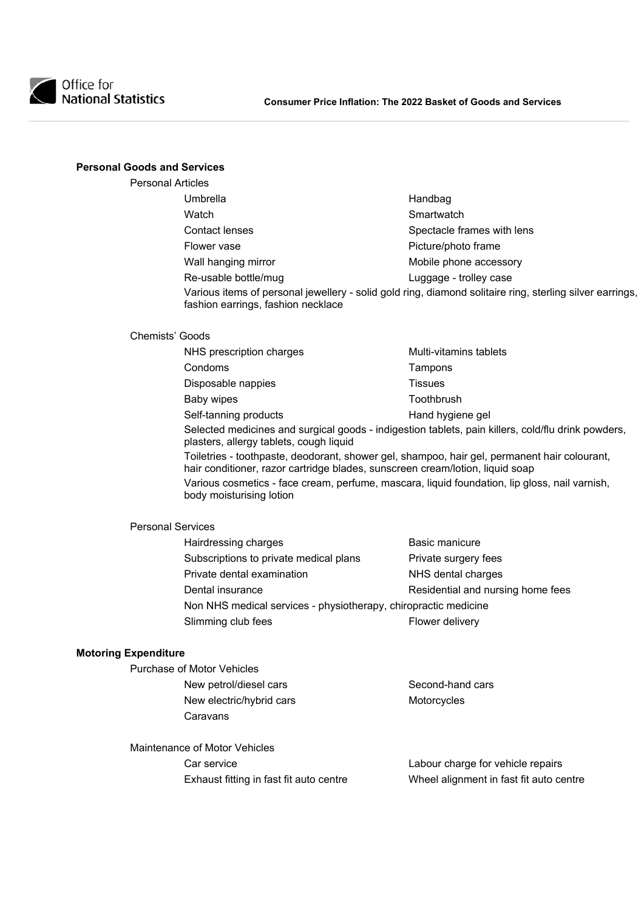## Personal Goods and Services

### Personal Articles

- Umbrella
- Handbag
- Watch
- Smartwatch
- Contact lenses
- Spectacle frames with lens
- Flower vase
- Picture/photo frame
- Wall hanging mirror
- Mobile phone accessory
- Re-usable bottle/mug
- Luggage - trolley case
- Various items of personal jewellery - solid gold ring, diamond solitaire ring, sterling silver earrings, fashion earrings, fashion necklace

### Chemists' Goods

- NHS prescription charges
- Multi-vitamins tablets
- Condoms
- Tampons
- Disposable nappies
- Tissues
- Baby wipes
- Toothbrush
- Self-tanning products
- Hand hygiene gel
- Selected medicines and surgical goods - indigestion tablets, pain killers, cold/flu drink powders, plasters, allergy tablets, cough liquid
- Toiletries - toothpaste, deodorant, shower gel, shampoo, hair gel, permanent hair colourant, hair conditioner, razor cartridge blades, sunscreen cream/lotion, liquid soap
- Various cosmetics - face cream, perfume, mascara, liquid foundation, lip gloss, nail varnish, body moisturising lotion

### Personal Services

- Hairdressing charges
- Basic manicure
- Subscriptions to private medical plans
- Private surgery fees
- Private dental examination
- NHS dental charges
- Dental insurance
- Residential and nursing home fees
- Non NHS medical services - physiotherapy, chiropractic medicine
- Slimming club fees
- Flower delivery

## Motoring Expenditure

### Purchase of Motor Vehicles

- New petrol/diesel cars
- Second-hand cars
- New electric/hybrid cars
- Motorcycles
- Caravans

### Maintenance of Motor Vehicles

- Car service
- Labour charge for vehicle repairs
- Exhaust fitting in fast fit auto centre
- Wheel alignment in fast fit auto centre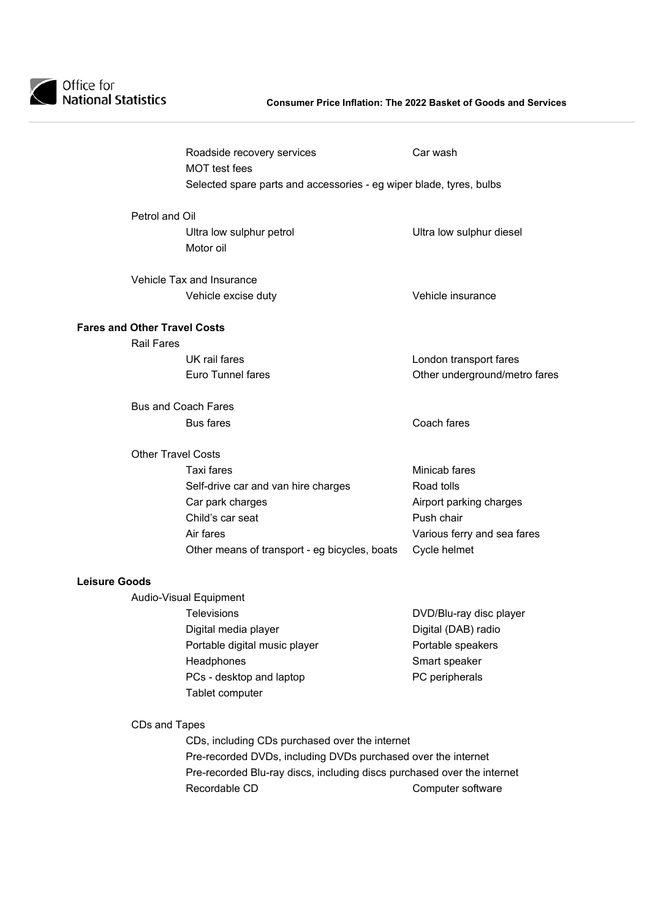Roadside recovery services
Car wash
MOT test fees
Selected spare parts and accessories - eg wiper blade, tyres, bulbs

Petrol and Oil

Ultra low sulphur petrol
Ultra low sulphur diesel
Motor oil

Vehicle Tax and Insurance

Vehicle excise duty
Vehicle insurance

**Fares and Other Travel Costs**

Rail Fares

UK rail fares
London transport fares
Euro Tunnel fares
Other underground/metro fares

Bus and Coach Fares

Bus fares
Coach fares

Other Travel Costs

Taxi fares
Minicab fares
Self-drive car and van hire charges
Road tolls
Car park charges
Airport parking charges
Child's car seat
Push chair
Air fares
Various ferry and sea fares
Other means of transport - eg bicycles, boats
Cycle helmet

**Leisure Goods**

Audio-Visual Equipment

Televisions
DVD/Blu-ray disc player
Digital media player
Digital (DAB) radio
Portable digital music player
Portable speakers
Headphones
Smart speaker
PCs - desktop and laptop
PC peripherals
Tablet computer

CDs and Tapes

CDs, including CDs purchased over the internet
Pre-recorded DVDs, including DVDs purchased over the internet
Pre-recorded Blu-ray discs, including discs purchased over the internet
Recordable CD
Computer software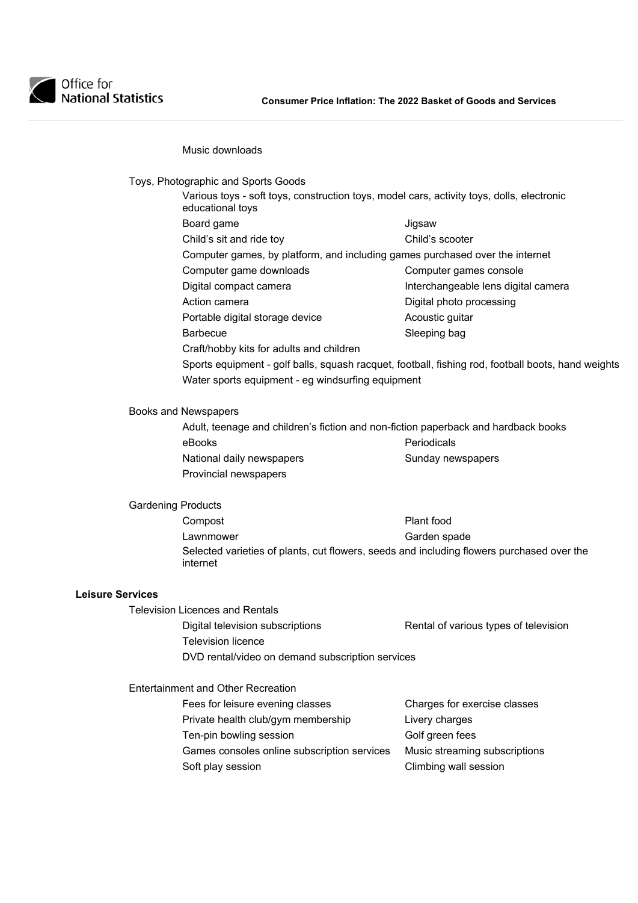Music downloads

### Toys, Photographic and Sports Goods

- Various toys - soft toys, construction toys, model cars, activity toys, dolls, electronic educational toys
- Board game
- Jigsaw
- Child's sit and ride toy
- Child's scooter
- Computer games, by platform, and including games purchased over the internet
- Computer game downloads
- Computer games console
- Digital compact camera
- Interchangeable lens digital camera
- Action camera
- Digital photo processing
- Portable digital storage device
- Acoustic guitar
- Barbecue
- Sleeping bag
- Craft/hobby kits for adults and children
- Sports equipment - golf balls, squash racquet, football, fishing rod, football boots, hand weights
- Water sports equipment - eg windsurfing equipment

### Books and Newspapers

- Adult, teenage and children's fiction and non-fiction paperback and hardback books
- eBooks
- Periodicals
- National daily newspapers
- Sunday newspapers
- Provincial newspapers

### Gardening Products

- Compost
- Plant food
- Lawnmower
- Garden spade
- Selected varieties of plants, cut flowers, seeds and including flowers purchased over the internet

## Leisure Services

### Television Licences and Rentals

- Digital television subscriptions
- Rental of various types of television
- Television licence
- DVD rental/video on demand subscription services

### Entertainment and Other Recreation

- Fees for leisure evening classes
- Charges for exercise classes
- Private health club/gym membership
- Livery charges
- Ten-pin bowling session
- Golf green fees
- Games consoles online subscription services
- Music streaming subscriptions
- Soft play session
- Climbing wall session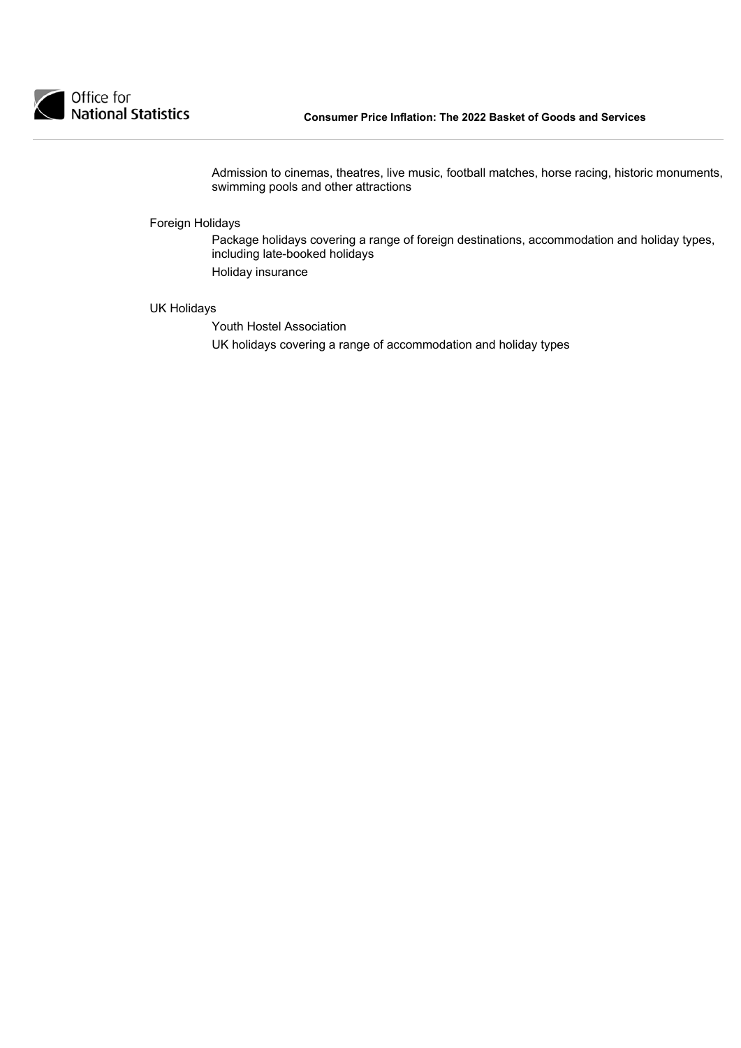Admission to cinemas, theatres, live music, football matches, horse racing, historic monuments, swimming pools and other attractions

Foreign Holidays

- Package holidays covering a range of foreign destinations, accommodation and holiday types, including late-booked holidays
- Holiday insurance

UK Holidays

- Youth Hostel Association
- UK holidays covering a range of accommodation and holiday types